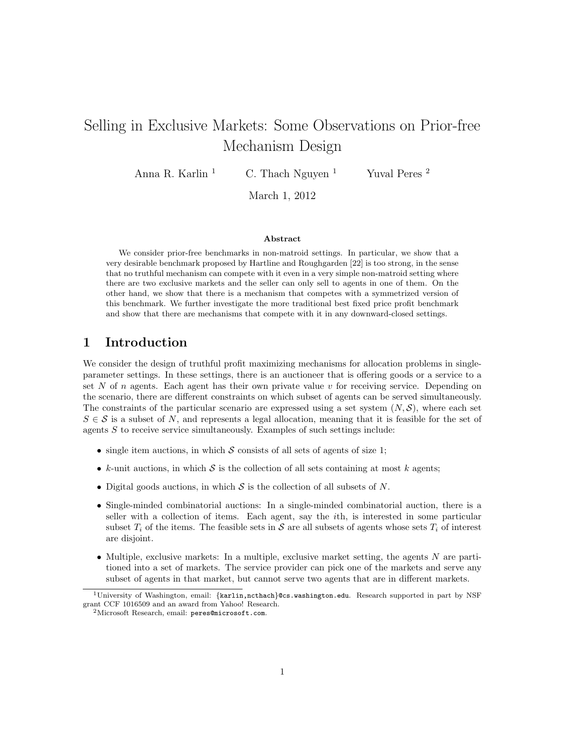# Selling in Exclusive Markets: Some Observations on Prior-free Mechanism Design

Anna R. Karlin [1] C. Thach Nguyen [1] Yuval Peres [2]

March 1, 2012

**Abstract**

We consider prior-free benchmarks in non-matroid settings. In particular, we show that a very desirable benchmark proposed by Hartline and Roughgarden [22] is too strong, in the sense that no truthful mechanism can compete with it even in a very simple non-matroid setting where there are two exclusive markets and the seller can only sell to agents in one of them. On the other hand, we show that there is a mechanism that competes with a symmetrized version of this benchmark. We further investigate the more traditional best fixed price profit benchmark and show that there are mechanisms that compete with it in any downward-closed settings.

## 1 Introduction

We consider the design of truthful profit maximizing mechanisms for allocation problems in single-parameter settings. In these settings, there is an auctioneer that is offering goods or a service to a set $N$ of $n$ agents. Each agent has their own private value $v$ for receiving service. Depending on the scenario, there are different constraints on which subset of agents can be served simultaneously. The constraints of the particular scenario are expressed using a set system $(N, \mathcal{S})$, where each set $S \in \mathcal{S}$ is a subset of $N$, and represents a legal allocation, meaning that it is feasible for the set of agents $S$ to receive service simultaneously. Examples of such settings include:

- single item auctions, in which $\mathcal{S}$ consists of all sets of agents of size 1;
- $k$-unit auctions, in which $\mathcal{S}$ is the collection of all sets containing at most $k$ agents;
- Digital goods auctions, in which $\mathcal{S}$ is the collection of all subsets of $N$.
- Single-minded combinatorial auctions: In a single-minded combinatorial auction, there is a seller with a collection of items. Each agent, say the $i$th, is interested in some particular subset $T_i$ of the items. The feasible sets in $\mathcal{S}$ are all subsets of agents whose sets $T_i$ of interest are disjoint.
- Multiple, exclusive markets: In a multiple, exclusive market setting, the agents $N$ are partitioned into a set of markets. The service provider can pick one of the markets and serve any subset of agents in that market, but cannot serve two agents that are in different markets.

[1] University of Washington, email: {karlin,ncthach}@cs.washington.edu. Research supported in part by NSF grant CCF 1016509 and an award from Yahoo! Research.

[2] Microsoft Research, email: peres@microsoft.com.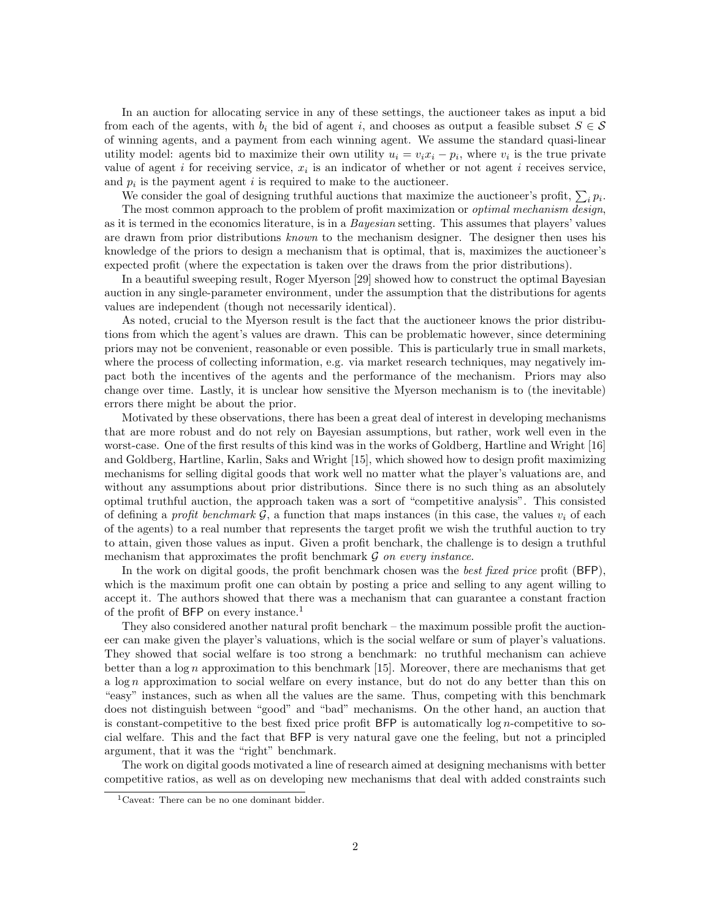In an auction for allocating service in any of these settings, the auctioneer takes as input a bid from each of the agents, with $b_i$ the bid of agent $i$, and chooses as output a feasible subset $S \in \mathcal{S}$ of winning agents, and a payment from each winning agent. We assume the standard quasi-linear utility model: agents bid to maximize their own utility $u_i = v_i x_i - p_i$, where $v_i$ is the true private value of agent $i$ for receiving service, $x_i$ is an indicator of whether or not agent $i$ receives service, and $p_i$ is the payment agent $i$ is required to make to the auctioneer.

We consider the goal of designing truthful auctions that maximize the auctioneer's profit, $\sum_i p_i$.

The most common approach to the problem of profit maximization or *optimal mechanism design*, as it is termed in the economics literature, is in a *Bayesian* setting. This assumes that players' values are drawn from prior distributions *known* to the mechanism designer. The designer then uses his knowledge of the priors to design a mechanism that is optimal, that is, maximizes the auctioneer's expected profit (where the expectation is taken over the draws from the prior distributions).

In a beautiful sweeping result, Roger Myerson [29] showed how to construct the optimal Bayesian auction in any single-parameter environment, under the assumption that the distributions for agents values are independent (though not necessarily identical).

As noted, crucial to the Myerson result is the fact that the auctioneer knows the prior distributions from which the agent's values are drawn. This can be problematic however, since determining priors may not be convenient, reasonable or even possible. This is particularly true in small markets, where the process of collecting information, e.g. via market research techniques, may negatively impact both the incentives of the agents and the performance of the mechanism. Priors may also change over time. Lastly, it is unclear how sensitive the Myerson mechanism is to (the inevitable) errors there might be about the prior.

Motivated by these observations, there has been a great deal of interest in developing mechanisms that are more robust and do not rely on Bayesian assumptions, but rather, work well even in the worst-case. One of the first results of this kind was in the works of Goldberg, Hartline and Wright [16] and Goldberg, Hartline, Karlin, Saks and Wright [15], which showed how to design profit maximizing mechanisms for selling digital goods that work well no matter what the player's valuations are, and without any assumptions about prior distributions. Since there is no such thing as an absolutely optimal truthful auction, the approach taken was a sort of "competitive analysis". This consisted of defining a *profit benchmark* $\mathcal{G}$, a function that maps instances (in this case, the values $v_i$ of each of the agents) to a real number that represents the target profit we wish the truthful auction to try to attain, given those values as input. Given a profit benchark, the challenge is to design a truthful mechanism that approximates the profit benchmark $\mathcal{G}$ *on every instance*.

In the work on digital goods, the profit benchmark chosen was the *best fixed price* profit (BFP), which is the maximum profit one can obtain by posting a price and selling to any agent willing to accept it. The authors showed that there was a mechanism that can guarantee a constant fraction of the profit of BFP on every instance.[1]

They also considered another natural profit benchark – the maximum possible profit the auctioneer can make given the player's valuations, which is the social welfare or sum of player's valuations. They showed that social welfare is too strong a benchmark: no truthful mechanism can achieve better than a $\log n$ approximation to this benchmark [15]. Moreover, there are mechanisms that get a $\log n$ approximation to social welfare on every instance, but do not do any better than this on "easy" instances, such as when all the values are the same. Thus, competing with this benchmark does not distinguish between "good" and "bad" mechanisms. On the other hand, an auction that is constant-competitive to the best fixed price profit BFP is automatically $\log n$-competitive to social welfare. This and the fact that BFP is very natural gave one the feeling, but not a principled argument, that it was the "right" benchmark.

The work on digital goods motivated a line of research aimed at designing mechanisms with better competitive ratios, as well as on developing new mechanisms that deal with added constraints such

[1] Caveat: There can be no one dominant bidder.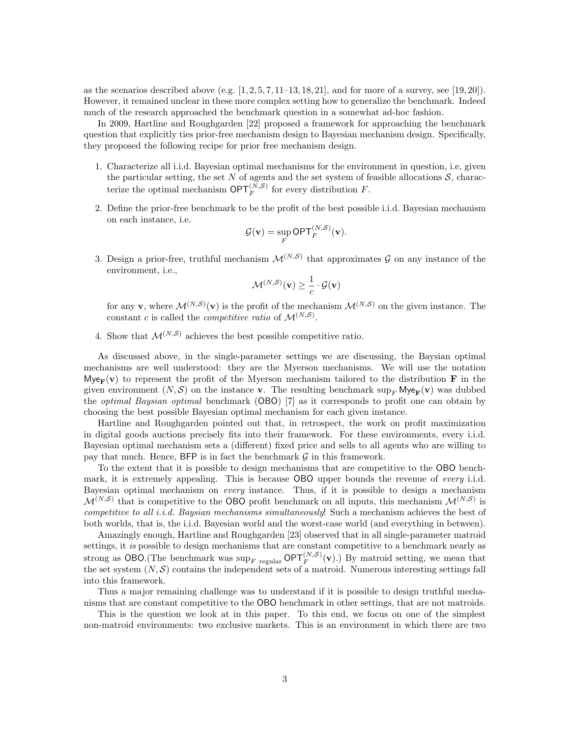as the scenarios described above (e.g. [1, 2, 5, 7, 11–13, 18, 21], and for more of a survey, see [19, 20]). However, it remained unclear in these more complex setting how to generalize the benchmark. Indeed much of the research approached the benchmark question in a somewhat ad-hoc fashion.

In 2009, Hartline and Roughgarden [22] proposed a framework for approaching the benchmark question that explicitly ties prior-free mechanism design to Bayesian mechanism design. Specifically, they proposed the following recipe for prior free mechanism design.

1. Characterize all i.i.d. Bayesian optimal mechanisms for the environment in question, i.e, given the particular setting, the set $N$ of agents and the set system of feasible allocations $\mathcal{S}$, characterize the optimal mechanism $\mathsf{OPT}_F^{(N,\mathcal{S})}$ for every distribution $F$.

2. Define the prior-free benchmark to be the profit of the best possible i.i.d. Bayesian mechanism on each instance, i.e.
$$\mathcal{G}(\mathbf{v}) = \sup_F \mathsf{OPT}_F^{(N,\mathcal{S})}(\mathbf{v}).$$

3. Design a prior-free, truthful mechanism $\mathcal{M}^{(N,\mathcal{S})}$ that approximates $\mathcal{G}$ on any instance of the environment, i.e.,
$$\mathcal{M}^{(N,\mathcal{S})}(\mathbf{v}) \geq \frac{1}{c} \cdot \mathcal{G}(\mathbf{v})$$
for any $\mathbf{v}$, where $\mathcal{M}^{(N,\mathcal{S})}(\mathbf{v})$ is the profit of the mechanism $\mathcal{M}^{(N,\mathcal{S})}$ on the given instance. The constant $c$ is called the *competitive ratio* of $\mathcal{M}^{(N,\mathcal{S})}$.

4. Show that $\mathcal{M}^{(N,\mathcal{S})}$ achieves the best possible competitive ratio.

As discussed above, in the single-parameter settings we are discussing, the Baysian optimal mechanisms are well understood: they are the Myerson mechanisms. We will use the notation $\mathsf{Mye}_{\mathbf{F}}(\mathbf{v})$ to represent the profit of the Myerson mechanism tailored to the distribution $\mathbf{F}$ in the given environment $(N, \mathcal{S})$ on the instance $\mathbf{v}$. The resulting benchmark $\sup_F \mathsf{Mye}_{\mathbf{F}}(\mathbf{v})$ was dubbed the *optimal Baysian optimal* benchmark (OBO) [7] as it corresponds to profit one can obtain by choosing the best possible Bayesian optimal mechanism for each given instance.

Hartline and Roughgarden pointed out that, in retrospect, the work on profit maximization in digital goods auctions precisely fits into their framework. For these environments, every i.i.d. Bayesian optimal mechanism sets a (different) fixed price and sells to all agents who are willing to pay that much. Hence, BFP is in fact the benchmark $\mathcal{G}$ in this framework.

To the extent that it is possible to design mechanisms that are competitive to the OBO benchmark, it is extremely appealing. This is because OBO upper bounds the revenue of *every* i.i.d. Bayesian optimal mechanism on *every* instance. Thus, if it is possible to design a mechanism $\mathcal{M}^{(N,\mathcal{S})}$ that is competitive to the OBO profit benchmark on all inputs, this mechanism $\mathcal{M}^{(N,\mathcal{S})}$ is *competitive to all i.i.d. Baysian mechanisms simultaneously*! Such a mechanism achieves the best of both worlds, that is, the i.i.d. Bayesian world and the worst-case world (and everything in between).

Amazingly enough, Hartline and Roughgarden [23] observed that in all single-parameter matroid settings, it *is* possible to design mechanisms that are constant competitive to a benchmark nearly as strong as OBO.(The benchmark was $\sup_{F \text{ regular}} \mathsf{OPT}_F^{(N,\mathcal{S})}(\mathbf{v})$.) By matroid setting, we mean that the set system $(N, \mathcal{S})$ contains the independent sets of a matroid. Numerous interesting settings fall into this framework.

Thus a major remaining challenge was to understand if it is possible to design truthful mechanisms that are constant competitive to the OBO benchmark in other settings, that are not matroids.

This is the question we look at in this paper. To this end, we focus on one of the simplest non-matroid environments: two exclusive markets. This is an environment in which there are two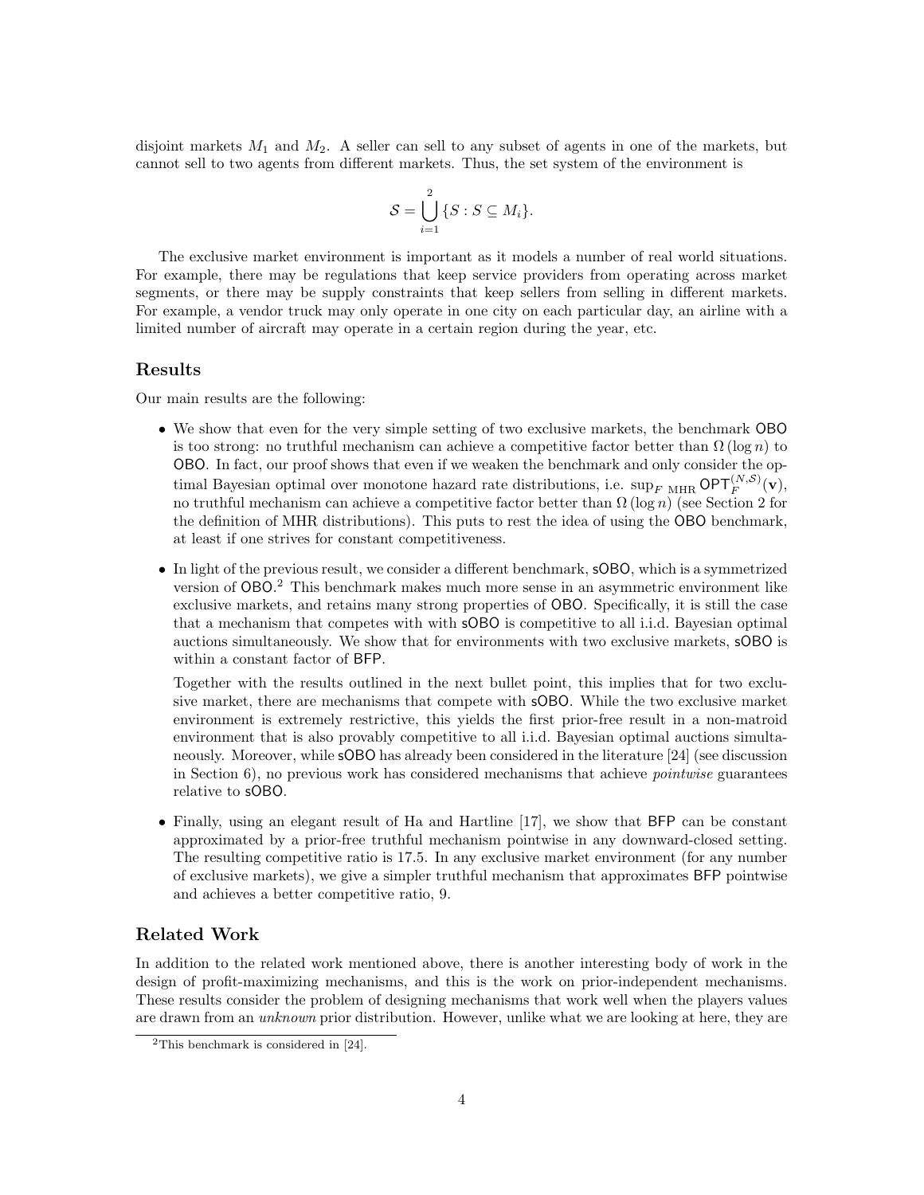disjoint markets $M_1$ and $M_2$. A seller can sell to any subset of agents in one of the markets, but cannot sell to two agents from different markets. Thus, the set system of the environment is

$$\mathcal{S} = \bigcup_{i=1}^{2} \{S : S \subseteq M_i\}.$$

The exclusive market environment is important as it models a number of real world situations. For example, there may be regulations that keep service providers from operating across market segments, or there may be supply constraints that keep sellers from selling in different markets. For example, a vendor truck may only operate in one city on each particular day, an airline with a limited number of aircraft may operate in a certain region during the year, etc.

### Results

Our main results are the following:

- We show that even for the very simple setting of two exclusive markets, the benchmark OBO is too strong: no truthful mechanism can achieve a competitive factor better than $\Omega(\log n)$ to OBO. In fact, our proof shows that even if we weaken the benchmark and only consider the optimal Bayesian optimal over monotone hazard rate distributions, i.e. $\sup_{F \text{ MHR}} \mathsf{OPT}_F^{(N,\mathcal{S})}(\mathbf{v})$, no truthful mechanism can achieve a competitive factor better than $\Omega(\log n)$ (see Section 2 for the definition of MHR distributions). This puts to rest the idea of using the OBO benchmark, at least if one strives for constant competitiveness.
- In light of the previous result, we consider a different benchmark, sOBO, which is a symmetrized version of OBO.[2] This benchmark makes much more sense in an asymmetric environment like exclusive markets, and retains many strong properties of OBO. Specifically, it is still the case that a mechanism that competes with with sOBO is competitive to all i.i.d. Bayesian optimal auctions simultaneously. We show that for environments with two exclusive markets, sOBO is within a constant factor of BFP.

  Together with the results outlined in the next bullet point, this implies that for two exclusive market, there are mechanisms that compete with sOBO. While the two exclusive market environment is extremely restrictive, this yields the first prior-free result in a non-matroid environment that is also provably competitive to all i.i.d. Bayesian optimal auctions simultaneously. Moreover, while sOBO has already been considered in the literature [24] (see discussion in Section 6), no previous work has considered mechanisms that achieve *pointwise* guarantees relative to sOBO.
- Finally, using an elegant result of Ha and Hartline [17], we show that BFP can be constant approximated by a prior-free truthful mechanism pointwise in any downward-closed setting. The resulting competitive ratio is 17.5. In any exclusive market environment (for any number of exclusive markets), we give a simpler truthful mechanism that approximates BFP pointwise and achieves a better competitive ratio, 9.

### Related Work

In addition to the related work mentioned above, there is another interesting body of work in the design of profit-maximizing mechanisms, and this is the work on prior-independent mechanisms. These results consider the problem of designing mechanisms that work well when the players values are drawn from an *unknown* prior distribution. However, unlike what we are looking at here, they are

[2]This benchmark is considered in [24].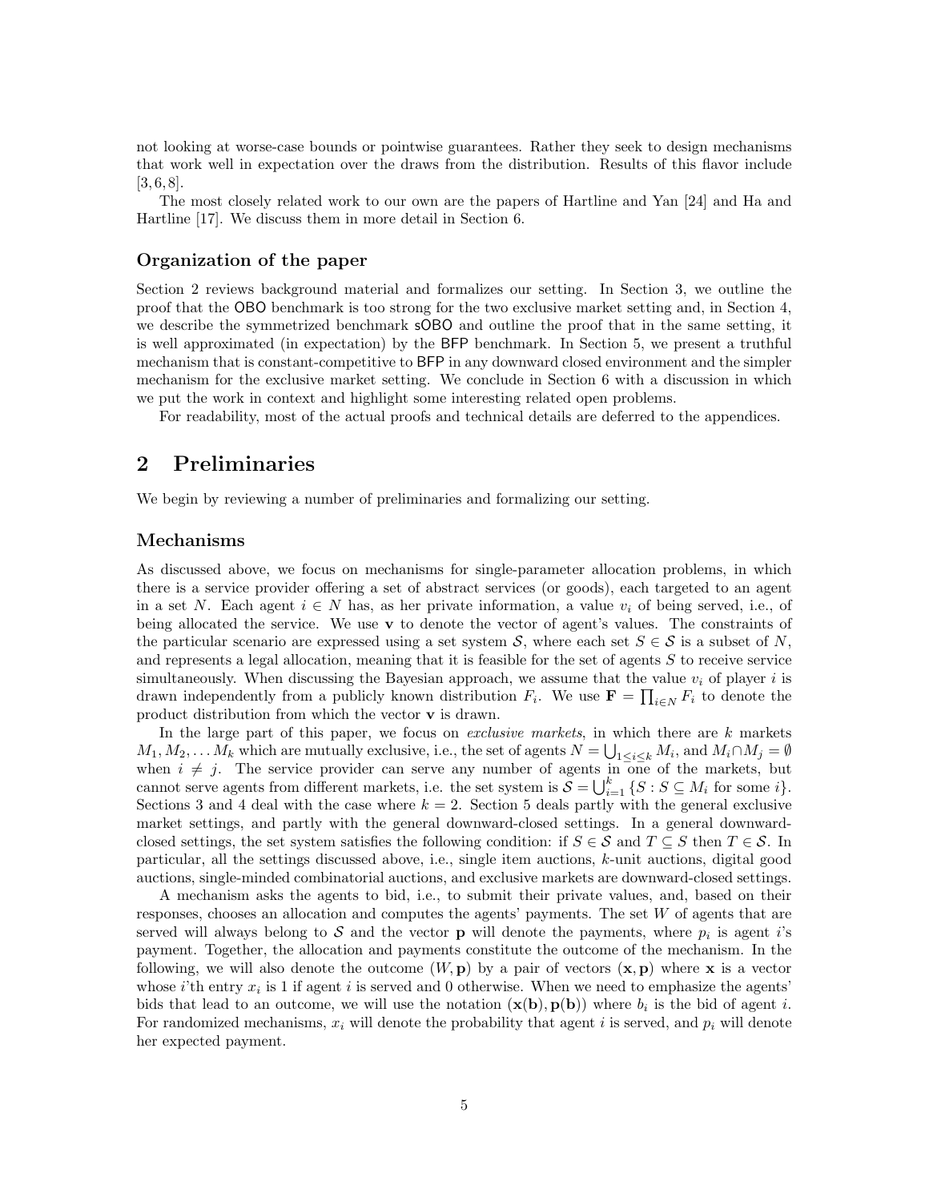not looking at worse-case bounds or pointwise guarantees. Rather they seek to design mechanisms that work well in expectation over the draws from the distribution. Results of this flavor include [3, 6, 8].

The most closely related work to our own are the papers of Hartline and Yan [24] and Ha and Hartline [17]. We discuss them in more detail in Section 6.

### Organization of the paper

Section 2 reviews background material and formalizes our setting. In Section 3, we outline the proof that the OBO benchmark is too strong for the two exclusive market setting and, in Section 4, we describe the symmetrized benchmark sOBO and outline the proof that in the same setting, it is well approximated (in expectation) by the BFP benchmark. In Section 5, we present a truthful mechanism that is constant-competitive to BFP in any downward closed environment and the simpler mechanism for the exclusive market setting. We conclude in Section 6 with a discussion in which we put the work in context and highlight some interesting related open problems.

For readability, most of the actual proofs and technical details are deferred to the appendices.

# 2 Preliminaries

We begin by reviewing a number of preliminaries and formalizing our setting.

### Mechanisms

As discussed above, we focus on mechanisms for single-parameter allocation problems, in which there is a service provider offering a set of abstract services (or goods), each targeted to an agent in a set $N$. Each agent $i \in N$ has, as her private information, a value $v_i$ of being served, i.e., of being allocated the service. We use $\mathbf{v}$ to denote the vector of agent's values. The constraints of the particular scenario are expressed using a set system $\mathcal{S}$, where each set $S \in \mathcal{S}$ is a subset of $N$, and represents a legal allocation, meaning that it is feasible for the set of agents $S$ to receive service simultaneously. When discussing the Bayesian approach, we assume that the value $v_i$ of player $i$ is drawn independently from a publicly known distribution $F_i$. We use $\mathbf{F} = \prod_{i \in N} F_i$ to denote the product distribution from which the vector $\mathbf{v}$ is drawn.

In the large part of this paper, we focus on *exclusive markets*, in which there are $k$ markets $M_1, M_2, \ldots M_k$ which are mutually exclusive, i.e., the set of agents $N = \bigcup_{1 \le i \le k} M_i$, and $M_i \cap M_j = \emptyset$ when $i \neq j$. The service provider can serve any number of agents in one of the markets, but cannot serve agents from different markets, i.e. the set system is $\mathcal{S} = \bigcup_{i=1}^{k} \{S : S \subseteq M_i \text{ for some } i\}$. Sections 3 and 4 deal with the case where $k = 2$. Section 5 deals partly with the general exclusive market settings, and partly with the general downward-closed settings. In a general downward-closed settings, the set system satisfies the following condition: if $S \in \mathcal{S}$ and $T \subseteq S$ then $T \in \mathcal{S}$. In particular, all the settings discussed above, i.e., single item auctions, $k$-unit auctions, digital good auctions, single-minded combinatorial auctions, and exclusive markets are downward-closed settings.

A mechanism asks the agents to bid, i.e., to submit their private values, and, based on their responses, chooses an allocation and computes the agents' payments. The set $W$ of agents that are served will always belong to $\mathcal{S}$ and the vector $\mathbf{p}$ will denote the payments, where $p_i$ is agent $i$'s payment. Together, the allocation and payments constitute the outcome of the mechanism. In the following, we will also denote the outcome $(W, \mathbf{p})$ by a pair of vectors $(\mathbf{x}, \mathbf{p})$ where $\mathbf{x}$ is a vector whose $i$'th entry $x_i$ is 1 if agent $i$ is served and 0 otherwise. When we need to emphasize the agents' bids that lead to an outcome, we will use the notation $(\mathbf{x}(\mathbf{b}), \mathbf{p}(\mathbf{b}))$ where $b_i$ is the bid of agent $i$. For randomized mechanisms, $x_i$ will denote the probability that agent $i$ is served, and $p_i$ will denote her expected payment.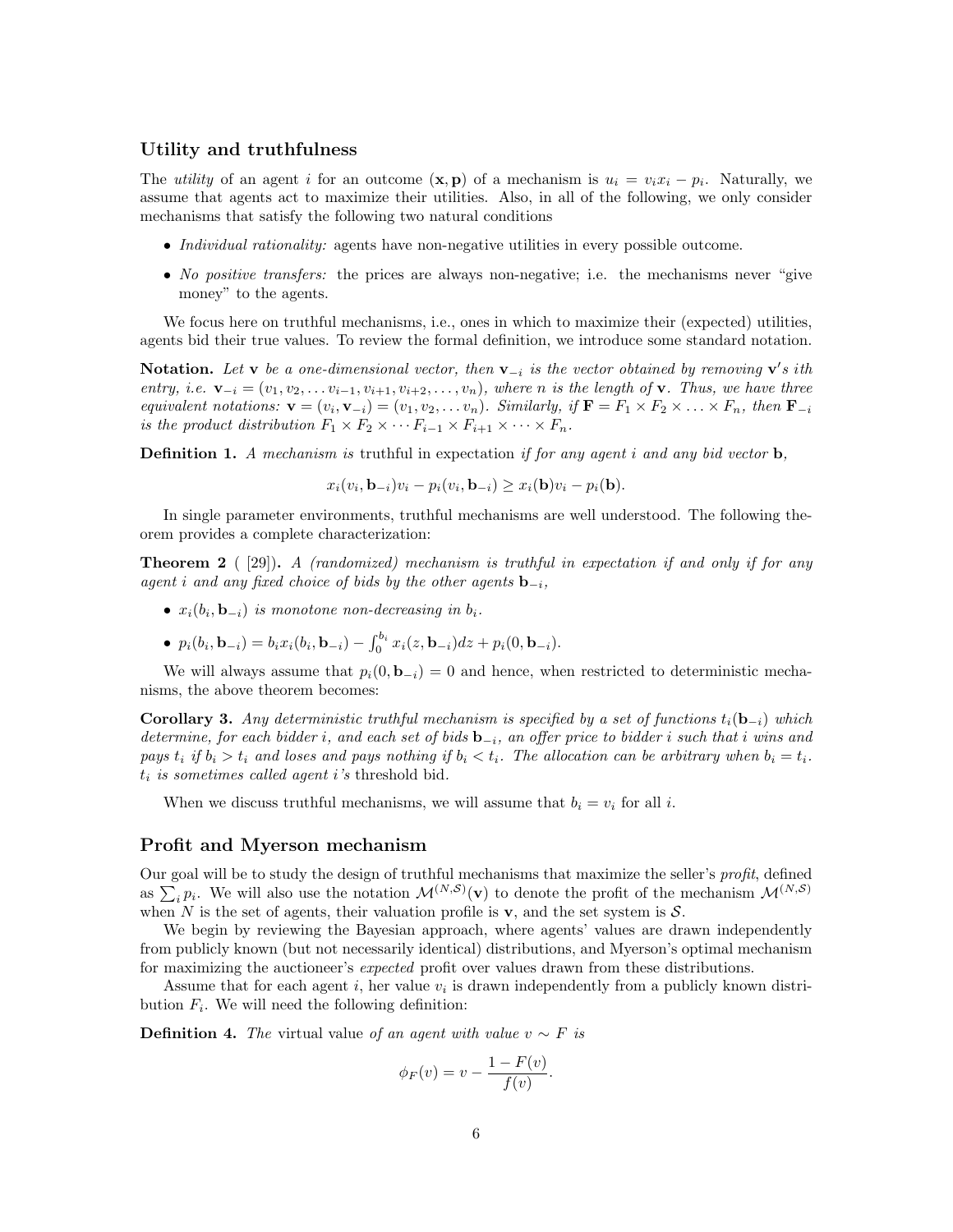### Utility and truthfulness

The *utility* of an agent $i$ for an outcome $(\mathbf{x}, \mathbf{p})$ of a mechanism is $u_i = v_i x_i - p_i$. Naturally, we assume that agents act to maximize their utilities. Also, in all of the following, we only consider mechanisms that satisfy the following two natural conditions

- *Individual rationality:* agents have non-negative utilities in every possible outcome.
- *No positive transfers:* the prices are always non-negative; i.e. the mechanisms never "give money" to the agents.

We focus here on truthful mechanisms, i.e., ones in which to maximize their (expected) utilities, agents bid their true values. To review the formal definition, we introduce some standard notation.

**Notation.** *Let $\mathbf{v}$ be a one-dimensional vector, then $\mathbf{v}_{-i}$ is the vector obtained by removing $\mathbf{v}$'s $i$th entry, i.e. $\mathbf{v}_{-i} = (v_1, v_2, \dots v_{i-1}, v_{i+1}, v_{i+2}, \dots, v_n)$, where $n$ is the length of $\mathbf{v}$. Thus, we have three equivalent notations: $\mathbf{v} = (v_i, \mathbf{v}_{-i}) = (v_1, v_2, \dots v_n)$. Similarly, if $\mathbf{F} = F_1 \times F_2 \times \dots \times F_n$, then $\mathbf{F}_{-i}$ is the product distribution $F_1 \times F_2 \times \cdots F_{i-1} \times F_{i+1} \times \cdots \times F_n$.*

**Definition 1.** *A mechanism is* truthful in expectation *if for any agent $i$ and any bid vector $\mathbf{b}$,*

$$x_i(v_i, \mathbf{b}_{-i})v_i - p_i(v_i, \mathbf{b}_{-i}) \geq x_i(\mathbf{b})v_i - p_i(\mathbf{b}).$$

In single parameter environments, truthful mechanisms are well understood. The following theorem provides a complete characterization:

**Theorem 2** ( [29]). *A (randomized) mechanism is truthful in expectation if and only if for any agent $i$ and any fixed choice of bids by the other agents $\mathbf{b}_{-i}$,*

- *$x_i(b_i, \mathbf{b}_{-i})$ is monotone non-decreasing in $b_i$.*
- *$p_i(b_i, \mathbf{b}_{-i}) = b_i x_i(b_i, \mathbf{b}_{-i}) - \int_0^{b_i} x_i(z, \mathbf{b}_{-i})dz + p_i(0, \mathbf{b}_{-i})$.*

We will always assume that $p_i(0, \mathbf{b}_{-i}) = 0$ and hence, when restricted to deterministic mechanisms, the above theorem becomes:

**Corollary 3.** *Any deterministic truthful mechanism is specified by a set of functions $t_i(\mathbf{b}_{-i})$ which determine, for each bidder $i$, and each set of bids $\mathbf{b}_{-i}$, an offer price to bidder $i$ such that $i$ wins and pays $t_i$ if $b_i > t_i$ and loses and pays nothing if $b_i < t_i$. The allocation can be arbitrary when $b_i = t_i$. $t_i$ is sometimes called agent $i$'s* threshold bid.

When we discuss truthful mechanisms, we will assume that $b_i = v_i$ for all $i$.

### Profit and Myerson mechanism

Our goal will be to study the design of truthful mechanisms that maximize the seller's *profit*, defined as $\sum_i p_i$. We will also use the notation $\mathcal{M}^{(N,\mathcal{S})}(\mathbf{v})$ to denote the profit of the mechanism $\mathcal{M}^{(N,\mathcal{S})}$ when $N$ is the set of agents, their valuation profile is $\mathbf{v}$, and the set system is $\mathcal{S}$.

We begin by reviewing the Bayesian approach, where agents' values are drawn independently from publicly known (but not necessarily identical) distributions, and Myerson's optimal mechanism for maximizing the auctioneer's *expected* profit over values drawn from these distributions.

Assume that for each agent $i$, her value $v_i$ is drawn independently from a publicly known distribution $F_i$. We will need the following definition:

**Definition 4.** *The* virtual value *of an agent with value $v \sim F$ is*

$$\phi_F(v) = v - \frac{1 - F(v)}{f(v)}.$$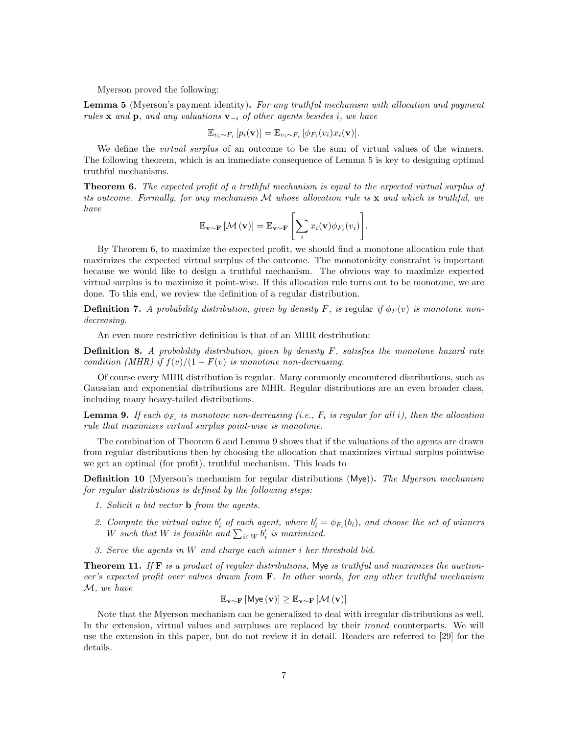Myerson proved the following:

**Lemma 5** (Myerson's payment identity)**.** *For any truthful mechanism with allocation and payment rules* $\mathbf{x}$ *and* $\mathbf{p}$*, and any valuations* $\mathbf{v}_{-i}$ *of other agents besides* $i$*, we have*

$$\mathbb{E}_{v_i \sim F_i}\left[p_i(\mathbf{v})\right] = \mathbb{E}_{v_i \sim F_i}\left[\phi_{F_i}(v_i) x_i(\mathbf{v})\right].$$

We define the *virtual surplus* of an outcome to be the sum of virtual values of the winners. The following theorem, which is an immediate consequence of Lemma 5 is key to designing optimal truthful mechanisms.

**Theorem 6.** *The expected profit of a truthful mechanism is equal to the expected virtual surplus of its outcome. Formally, for any mechanism* $\mathcal{M}$ *whose allocation rule is* $\mathbf{x}$ *and which is truthful, we have*

$$\mathbb{E}_{\mathbf{v} \sim \mathbf{F}}\left[\mathcal{M}\left(\mathbf{v}\right)\right] = \mathbb{E}_{\mathbf{v} \sim \mathbf{F}}\left[\sum_i x_i(\mathbf{v}) \phi_{F_i}(v_i)\right].$$

By Theorem 6, to maximize the expected profit, we should find a monotone allocation rule that maximizes the expected virtual surplus of the outcome. The monotonicity constraint is important because we would like to design a truthful mechanism. The obvious way to maximize expected virtual surplus is to maximize it point-wise. If this allocation rule turns out to be monotone, we are done. To this end, we review the definition of a regular distribution.

**Definition 7.** *A probability distribution, given by density* $F$*, is* regular *if* $\phi_F(v)$ *is monotone non-decreasing.*

An even more restrictive definition is that of an MHR destribution:

**Definition 8.** *A probability distribution, given by density* $F$*, satisfies the monotone hazard rate condition (MHR) if* $f(v)/(1 - F(v)$ *is monotone non-decreasing.*

Of course every MHR distribution is regular. Many commonly encountered distributions, such as Gaussian and exponential distributions are MHR. Regular distributions are an even broader class, including many heavy-tailed distributions.

**Lemma 9.** *If each* $\phi_{F_i}$ *is monotone non-decreasing (i.e.,* $F_i$ *is regular for all* $i$*), then the allocation rule that maximizes virtual surplus point-wise is monotone.*

The combination of Theorem 6 and Lemma 9 shows that if the valuations of the agents are drawn from regular distributions then by choosing the allocation that maximizes virtual surplus pointwise we get an optimal (for profit), truthful mechanism. This leads to

**Definition 10** (Myerson's mechanism for regular distributions (Mye))**.** *The Myerson mechanism for regular distributions is defined by the following steps:*

1. *Solicit a bid vector* $\mathbf{b}$ *from the agents.*
2. *Compute the virtual value* $b'_i$ *of each agent, where* $b'_i = \phi_{F_i}(b_i)$*, and choose the set of winners* $W$ *such that* $W$ *is feasible and* $\sum_{i \in W} b'_i$ *is maximized.*
3. *Serve the agents in* $W$ *and charge each winner* $i$ *her threshold bid.*

**Theorem 11.** *If* $\mathbf{F}$ *is a product of regular distributions,* Mye *is truthful and maximizes the auctioneer's expected profit over values drawn from* $\mathbf{F}$*. In other words, for any other truthful mechanism* $\mathcal{M}$*, we have*

$$\mathbb{E}_{\mathbf{v} \sim \mathbf{F}}\left[\mathsf{Mye}\left(\mathbf{v}\right)\right] \geq \mathbb{E}_{\mathbf{v} \sim \mathbf{F}}\left[\mathcal{M}\left(\mathbf{v}\right)\right]$$

Note that the Myerson mechanism can be generalized to deal with irregular distributions as well. In the extension, virtual values and surpluses are replaced by their *ironed* counterparts. We will use the extension in this paper, but do not review it in detail. Readers are referred to [29] for the details.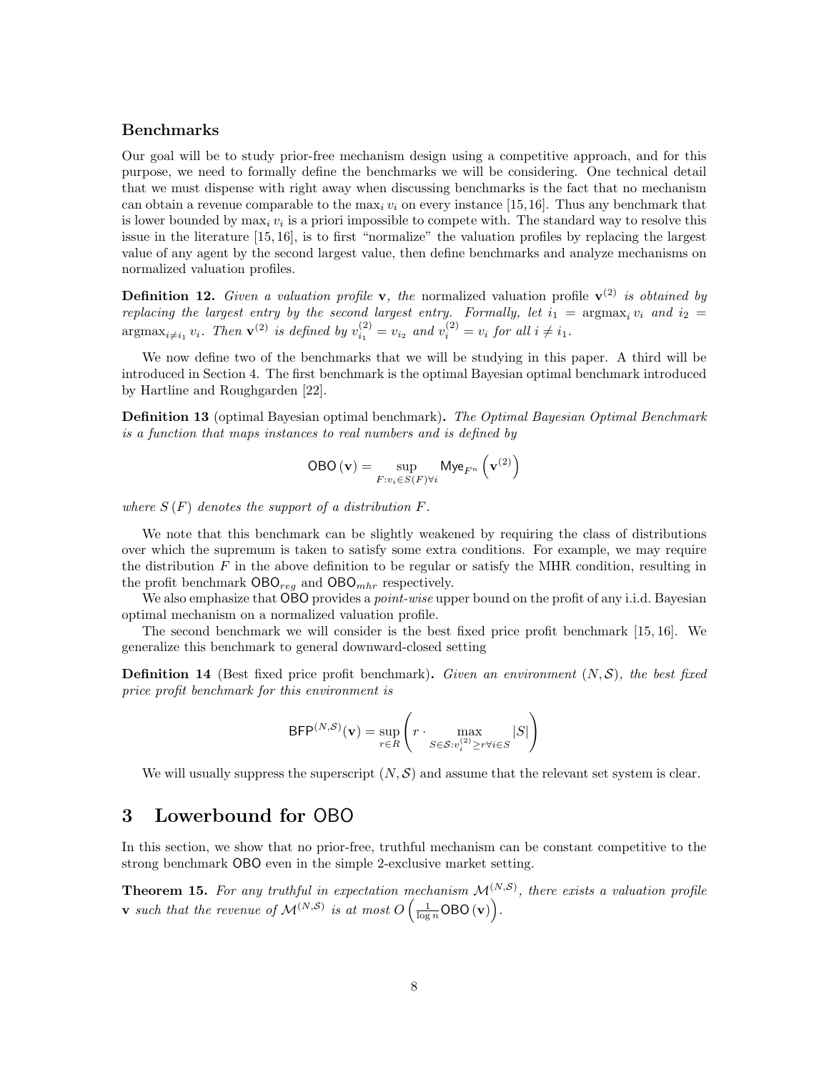### Benchmarks

Our goal will be to study prior-free mechanism design using a competitive approach, and for this purpose, we need to formally define the benchmarks we will be considering. One technical detail that we must dispense with right away when discussing benchmarks is the fact that no mechanism can obtain a revenue comparable to the $\max_i v_i$ on every instance [15,16]. Thus any benchmark that is lower bounded by $\max_i v_i$ is a priori impossible to compete with. The standard way to resolve this issue in the literature [15, 16], is to first "normalize" the valuation profiles by replacing the largest value of any agent by the second largest value, then define benchmarks and analyze mechanisms on normalized valuation profiles.

**Definition 12.** *Given a valuation profile* $\mathbf{v}$*, the* normalized valuation profile $\mathbf{v}^{(2)}$ *is obtained by replacing the largest entry by the second largest entry. Formally, let* $i_1 = \operatorname{argmax}_i v_i$ *and* $i_2 = \operatorname{argmax}_{i \neq i_1} v_i$*. Then* $\mathbf{v}^{(2)}$ *is defined by* $v^{(2)}_{i_1} = v_{i_2}$ *and* $v^{(2)}_i = v_i$ *for all* $i \neq i_1$*.*

We now define two of the benchmarks that we will be studying in this paper. A third will be introduced in Section 4. The first benchmark is the optimal Bayesian optimal benchmark introduced by Hartline and Roughgarden [22].

**Definition 13** (optimal Bayesian optimal benchmark)**.** *The Optimal Bayesian Optimal Benchmark is a function that maps instances to real numbers and is defined by*

$$\mathsf{OBO}\left(\mathbf{v}\right) = \sup_{F : v_i \in S(F) \forall i} \mathsf{Mye}_{F^n}\left(\mathbf{v}^{(2)}\right)$$

*where* $S\left(F\right)$ *denotes the support of a distribution* $F$*.*

We note that this benchmark can be slightly weakened by requiring the class of distributions over which the supremum is taken to satisfy some extra conditions. For example, we may require the distribution $F$ in the above definition to be regular or satisfy the MHR condition, resulting in the profit benchmark $\mathsf{OBO}_{reg}$ and $\mathsf{OBO}_{mhr}$ respectively.

We also emphasize that $\mathsf{OBO}$ provides a *point-wise* upper bound on the profit of any i.i.d. Bayesian optimal mechanism on a normalized valuation profile.

The second benchmark we will consider is the best fixed price profit benchmark [15, 16]. We generalize this benchmark to general downward-closed setting

**Definition 14** (Best fixed price profit benchmark)**.** *Given an environment* $(N, \mathcal{S})$*, the best fixed price profit benchmark for this environment is*

$$\mathsf{BFP}^{(N,\mathcal{S})}(\mathbf{v}) = \sup_{r \in R}\left(r \cdot \max_{S \in \mathcal{S} : v^{(2)}_i \geq r \forall i \in S} |S|\right)$$

We will usually suppress the superscript $(N, \mathcal{S})$ and assume that the relevant set system is clear.

# 3 Lowerbound for OBO

In this section, we show that no prior-free, truthful mechanism can be constant competitive to the strong benchmark $\mathsf{OBO}$ even in the simple 2-exclusive market setting.

**Theorem 15.** *For any truthful in expectation mechanism* $\mathcal{M}^{(N,\mathcal{S})}$*, there exists a valuation profile* $\mathbf{v}$ *such that the revenue of* $\mathcal{M}^{(N,\mathcal{S})}$ *is at most* $O\left(\frac{1}{\log n}\mathsf{OBO}\left(\mathbf{v}\right)\right)$*.*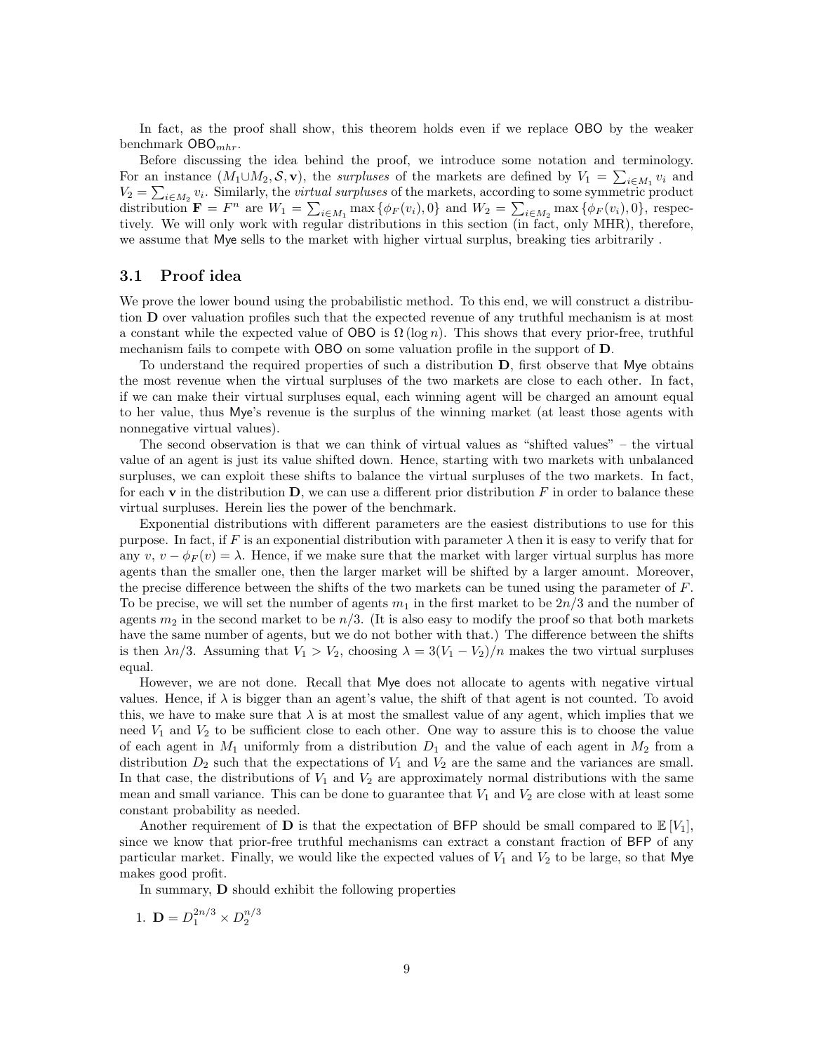In fact, as the proof shall show, this theorem holds even if we replace OBO by the weaker benchmark $\mathsf{OBO}_{mhr}$.

Before discussing the idea behind the proof, we introduce some notation and terminology. For an instance $(M_1 \cup M_2, \mathcal{S}, \mathbf{v})$, the *surpluses* of the markets are defined by $V_1 = \sum_{i \in M_1} v_i$ and $V_2 = \sum_{i \in M_2} v_i$. Similarly, the *virtual surpluses* of the markets, according to some symmetric product distribution $\mathbf{F} = F^n$ are $W_1 = \sum_{i \in M_1} \max\{\phi_F(v_i), 0\}$ and $W_2 = \sum_{i \in M_2} \max\{\phi_F(v_i), 0\}$, respectively. We will only work with regular distributions in this section (in fact, only MHR), therefore, we assume that Mye sells to the market with higher virtual surplus, breaking ties arbitrarily .

## 3.1 Proof idea

We prove the lower bound using the probabilistic method. To this end, we will construct a distribution $\mathbf{D}$ over valuation profiles such that the expected revenue of any truthful mechanism is at most a constant while the expected value of OBO is $\Omega(\log n)$. This shows that every prior-free, truthful mechanism fails to compete with OBO on some valuation profile in the support of $\mathbf{D}$.

To understand the required properties of such a distribution $\mathbf{D}$, first observe that Mye obtains the most revenue when the virtual surpluses of the two markets are close to each other. In fact, if we can make their virtual surpluses equal, each winning agent will be charged an amount equal to her value, thus Mye's revenue is the surplus of the winning market (at least those agents with nonnegative virtual values).

The second observation is that we can think of virtual values as "shifted values" – the virtual value of an agent is just its value shifted down. Hence, starting with two markets with unbalanced surpluses, we can exploit these shifts to balance the virtual surpluses of the two markets. In fact, for each $\mathbf{v}$ in the distribution $\mathbf{D}$, we can use a different prior distribution $F$ in order to balance these virtual surpluses. Herein lies the power of the benchmark.

Exponential distributions with different parameters are the easiest distributions to use for this purpose. In fact, if $F$ is an exponential distribution with parameter $\lambda$ then it is easy to verify that for any $v$, $v - \phi_F(v) = \lambda$. Hence, if we make sure that the market with larger virtual surplus has more agents than the smaller one, then the larger market will be shifted by a larger amount. Moreover, the precise difference between the shifts of the two markets can be tuned using the parameter of $F$. To be precise, we will set the number of agents $m_1$ in the first market to be $2n/3$ and the number of agents $m_2$ in the second market to be $n/3$. (It is also easy to modify the proof so that both markets have the same number of agents, but we do not bother with that.) The difference between the shifts is then $\lambda n/3$. Assuming that $V_1 > V_2$, choosing $\lambda = 3(V_1 - V_2)/n$ makes the two virtual surpluses equal.

However, we are not done. Recall that Mye does not allocate to agents with negative virtual values. Hence, if $\lambda$ is bigger than an agent's value, the shift of that agent is not counted. To avoid this, we have to make sure that $\lambda$ is at most the smallest value of any agent, which implies that we need $V_1$ and $V_2$ to be sufficient close to each other. One way to assure this is to choose the value of each agent in $M_1$ uniformly from a distribution $D_1$ and the value of each agent in $M_2$ from a distribution $D_2$ such that the expectations of $V_1$ and $V_2$ are the same and the variances are small. In that case, the distributions of $V_1$ and $V_2$ are approximately normal distributions with the same mean and small variance. This can be done to guarantee that $V_1$ and $V_2$ are close with at least some constant probability as needed.

Another requirement of $\mathbf{D}$ is that the expectation of BFP should be small compared to $\mathbb{E}[V_1]$, since we know that prior-free truthful mechanisms can extract a constant fraction of BFP of any particular market. Finally, we would like the expected values of $V_1$ and $V_2$ to be large, so that Mye makes good profit.

In summary, $\mathbf{D}$ should exhibit the following properties

1. $\mathbf{D} = D_1^{2n/3} \times D_2^{n/3}$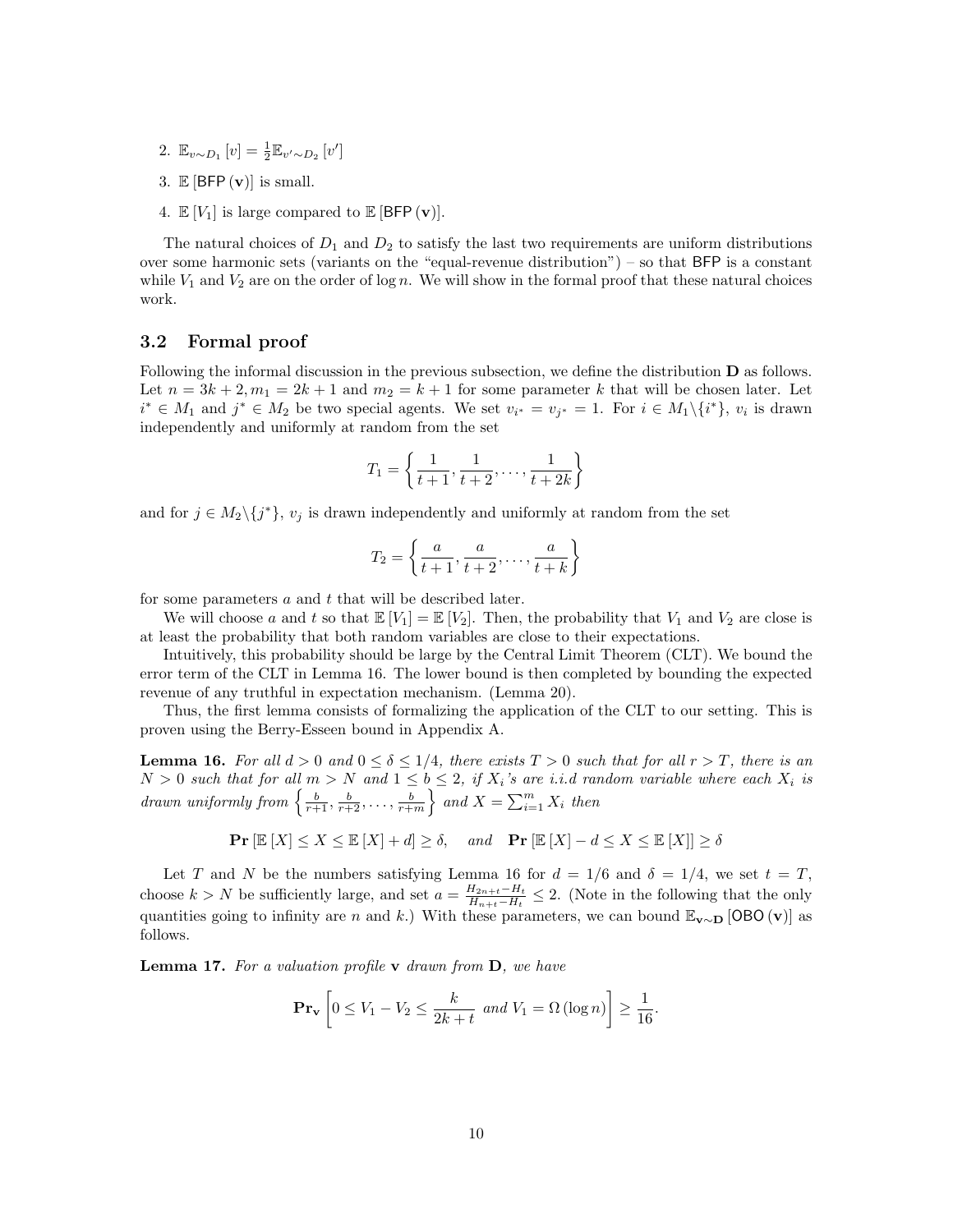2. $\mathbb{E}_{v \sim D_1}[v] = \frac{1}{2}\mathbb{E}_{v' \sim D_2}[v']$
3. $\mathbb{E}[\mathsf{BFP}(\mathbf{v})]$ is small.
4. $\mathbb{E}[V_1]$ is large compared to $\mathbb{E}[\mathsf{BFP}(\mathbf{v})]$.

The natural choices of $D_1$ and $D_2$ to satisfy the last two requirements are uniform distributions over some harmonic sets (variants on the "equal-revenue distribution") – so that $\mathsf{BFP}$ is a constant while $V_1$ and $V_2$ are on the order of $\log n$. We will show in the formal proof that these natural choices work.

### 3.2 Formal proof

Following the informal discussion in the previous subsection, we define the distribution $\mathbf{D}$ as follows. Let $n = 3k+2, m_1 = 2k+1$ and $m_2 = k+1$ for some parameter $k$ that will be chosen later. Let $i^* \in M_1$ and $j^* \in M_2$ be two special agents. We set $v_{i^*} = v_{j^*} = 1$. For $i \in M_1 \backslash \{i^*\}$, $v_i$ is drawn independently and uniformly at random from the set

$$T_1 = \left\{ \frac{1}{t+1}, \frac{1}{t+2}, \ldots, \frac{1}{t+2k} \right\}$$

and for $j \in M_2 \backslash \{j^*\}$, $v_j$ is drawn independently and uniformly at random from the set

$$T_2 = \left\{ \frac{a}{t+1}, \frac{a}{t+2}, \ldots, \frac{a}{t+k} \right\}$$

for some parameters $a$ and $t$ that will be described later.

We will choose $a$ and $t$ so that $\mathbb{E}[V_1] = \mathbb{E}[V_2]$. Then, the probability that $V_1$ and $V_2$ are close is at least the probability that both random variables are close to their expectations.

Intuitively, this probability should be large by the Central Limit Theorem (CLT). We bound the error term of the CLT in Lemma 16. The lower bound is then completed by bounding the expected revenue of any truthful in expectation mechanism. (Lemma 20).

Thus, the first lemma consists of formalizing the application of the CLT to our setting. This is proven using the Berry-Esseen bound in Appendix A.

**Lemma 16.** *For all $d > 0$ and $0 \le \delta \le 1/4$, there exists $T > 0$ such that for all $r > T$, there is an $N > 0$ such that for all $m > N$ and $1 \le b \le 2$, if $X_i$'s are i.i.d random variable where each $X_i$ is drawn uniformly from $\left\{ \frac{b}{r+1}, \frac{b}{r+2}, \ldots, \frac{b}{r+m} \right\}$ and $X = \sum_{i=1}^{m} X_i$ then*

$$\mathbf{Pr}[\mathbb{E}[X] \le X \le \mathbb{E}[X] + d] \ge \delta, \quad \text{and} \quad \mathbf{Pr}[\mathbb{E}[X] - d \le X \le \mathbb{E}[X]] \ge \delta$$

Let $T$ and $N$ be the numbers satisfying Lemma 16 for $d = 1/6$ and $\delta = 1/4$, we set $t = T$, choose $k > N$ be sufficiently large, and set $a = \frac{H_{2n+t} - H_t}{H_{n+t} - H_t} \le 2$. (Note in the following that the only quantities going to infinity are $n$ and $k$.) With these parameters, we can bound $\mathbb{E}_{\mathbf{v} \sim \mathbf{D}}[\mathsf{OBO}(\mathbf{v})]$ as follows.

**Lemma 17.** *For a valuation profile $\mathbf{v}$ drawn from $\mathbf{D}$, we have*

$$\mathbf{Pr}_{\mathbf{v}}\left[0 \le V_1 - V_2 \le \frac{k}{2k+t} \text{ and } V_1 = \Omega(\log n)\right] \ge \frac{1}{16}.$$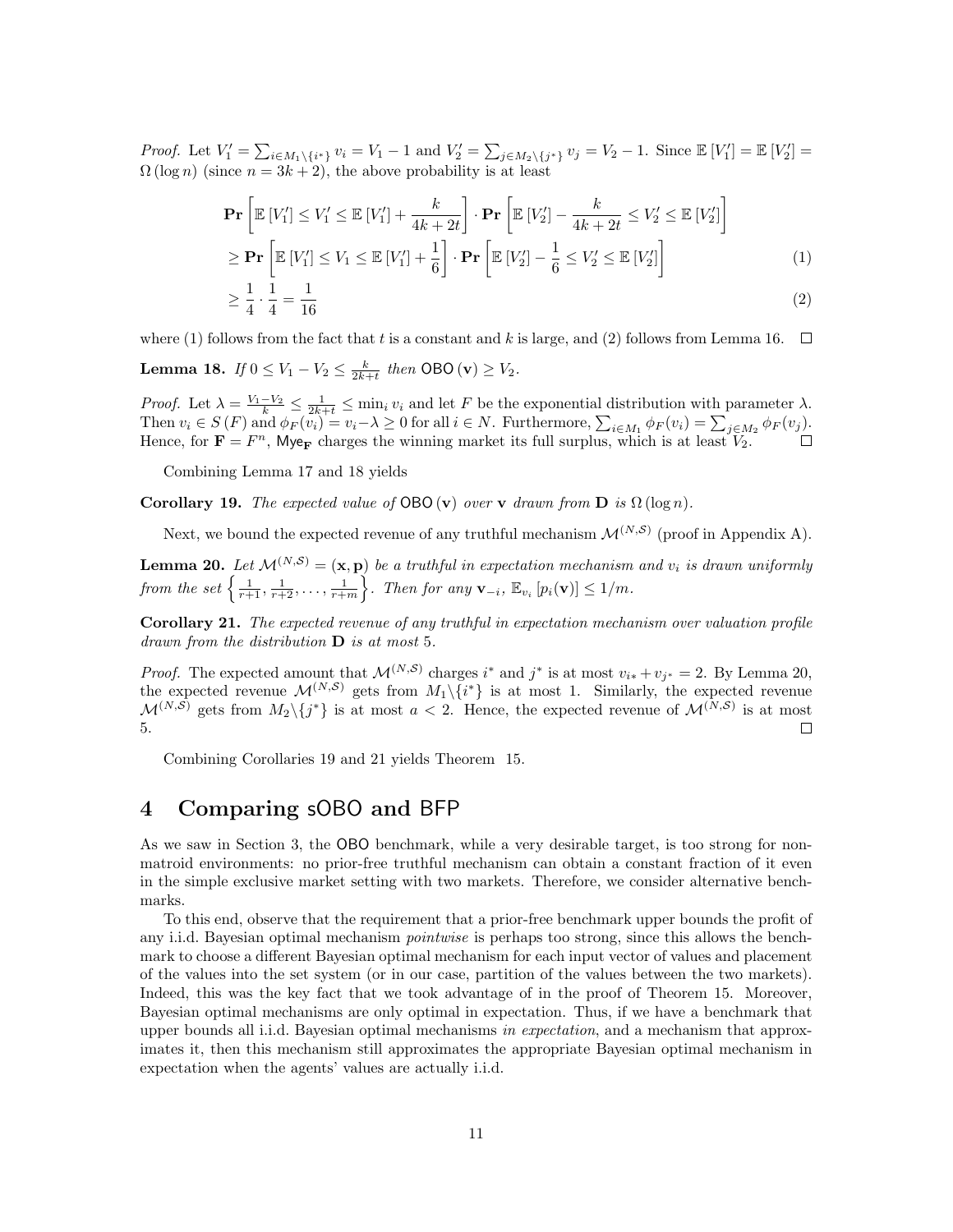*Proof.* Let $V_1' = \sum_{i \in M_1 \setminus \{i^*\}} v_i = V_1 - 1$ and $V_2' = \sum_{j \in M_2 \setminus \{j^*\}} v_j = V_2 - 1$. Since $\mathbb{E}[V_1'] = \mathbb{E}[V_2'] = \Omega(\log n)$ (since $n = 3k+2$), the above probability is at least

$$
\begin{aligned}
&\mathbf{Pr}\left[\mathbb{E}[V_1'] \leq V_1' \leq \mathbb{E}[V_1'] + \frac{k}{4k+2t}\right] \cdot \mathbf{Pr}\left[\mathbb{E}[V_2'] - \frac{k}{4k+2t} \leq V_2' \leq \mathbb{E}[V_2']\right] \\
&\geq \mathbf{Pr}\left[\mathbb{E}[V_1'] \leq V_1 \leq \mathbb{E}[V_1'] + \frac{1}{6}\right] \cdot \mathbf{Pr}\left[\mathbb{E}[V_2'] - \frac{1}{6} \leq V_2' \leq \mathbb{E}[V_2']\right] \qquad (1) \\
&\geq \frac{1}{4} \cdot \frac{1}{4} = \frac{1}{16} \qquad (2)
\end{aligned}
$$

where (1) follows from the fact that $t$ is a constant and $k$ is large, and (2) follows from Lemma 16. $\square$

**Lemma 18.** *If $0 \leq V_1 - V_2 \leq \frac{k}{2k+t}$ then $\mathsf{OBO}(\mathbf{v}) \geq V_2$.*

*Proof.* Let $\lambda = \frac{V_1 - V_2}{k} \leq \frac{1}{2k+t} \leq \min_i v_i$ and let $F$ be the exponential distribution with parameter $\lambda$. Then $v_i \in S(F)$ and $\phi_F(v_i) = v_i - \lambda \geq 0$ for all $i \in N$. Furthermore, $\sum_{i \in M_1} \phi_F(v_i) = \sum_{j \in M_2} \phi_F(v_j)$. Hence, for $\mathbf{F} = F^n$, $\mathsf{Mye}_{\mathbf{F}}$ charges the winning market its full surplus, which is at least $V_2$. $\square$

Combining Lemma 17 and 18 yields

**Corollary 19.** *The expected value of $\mathsf{OBO}(\mathbf{v})$ over $\mathbf{v}$ drawn from $\mathbf{D}$ is $\Omega(\log n)$.*

Next, we bound the expected revenue of any truthful mechanism $\mathcal{M}^{(N,\mathcal{S})}$ (proof in Appendix A).

**Lemma 20.** *Let $\mathcal{M}^{(N,\mathcal{S})} = (\mathbf{x}, \mathbf{p})$ be a truthful in expectation mechanism and $v_i$ is drawn uniformly from the set $\left\{\frac{1}{r+1}, \frac{1}{r+2}, \ldots, \frac{1}{r+m}\right\}$. Then for any $\mathbf{v}_{-i}$, $\mathbb{E}_{v_i}[p_i(\mathbf{v})] \leq 1/m$.*

**Corollary 21.** *The expected revenue of any truthful in expectation mechanism over valuation profile drawn from the distribution $\mathbf{D}$ is at most 5.*

*Proof.* The expected amount that $\mathcal{M}^{(N,\mathcal{S})}$ charges $i^*$ and $j^*$ is at most $v_{i*} + v_{j^*} = 2$. By Lemma 20, the expected revenue $\mathcal{M}^{(N,\mathcal{S})}$ gets from $M_1 \setminus \{i^*\}$ is at most 1. Similarly, the expected revenue $\mathcal{M}^{(N,\mathcal{S})}$ gets from $M_2 \setminus \{j^*\}$ is at most $a < 2$. Hence, the expected revenue of $\mathcal{M}^{(N,\mathcal{S})}$ is at most 5. $\square$

Combining Corollaries 19 and 21 yields Theorem 15.

# 4 Comparing sOBO and BFP

As we saw in Section 3, the OBO benchmark, while a very desirable target, is too strong for non-matroid environments: no prior-free truthful mechanism can obtain a constant fraction of it even in the simple exclusive market setting with two markets. Therefore, we consider alternative benchmarks.

To this end, observe that the requirement that a prior-free benchmark upper bounds the profit of any i.i.d. Bayesian optimal mechanism *pointwise* is perhaps too strong, since this allows the benchmark to choose a different Bayesian optimal mechanism for each input vector of values and placement of the values into the set system (or in our case, partition of the values between the two markets). Indeed, this was the key fact that we took advantage of in the proof of Theorem 15. Moreover, Bayesian optimal mechanisms are only optimal in expectation. Thus, if we have a benchmark that upper bounds all i.i.d. Bayesian optimal mechanisms *in expectation*, and a mechanism that approximates it, then this mechanism still approximates the appropriate Bayesian optimal mechanism in expectation when the agents' values are actually i.i.d.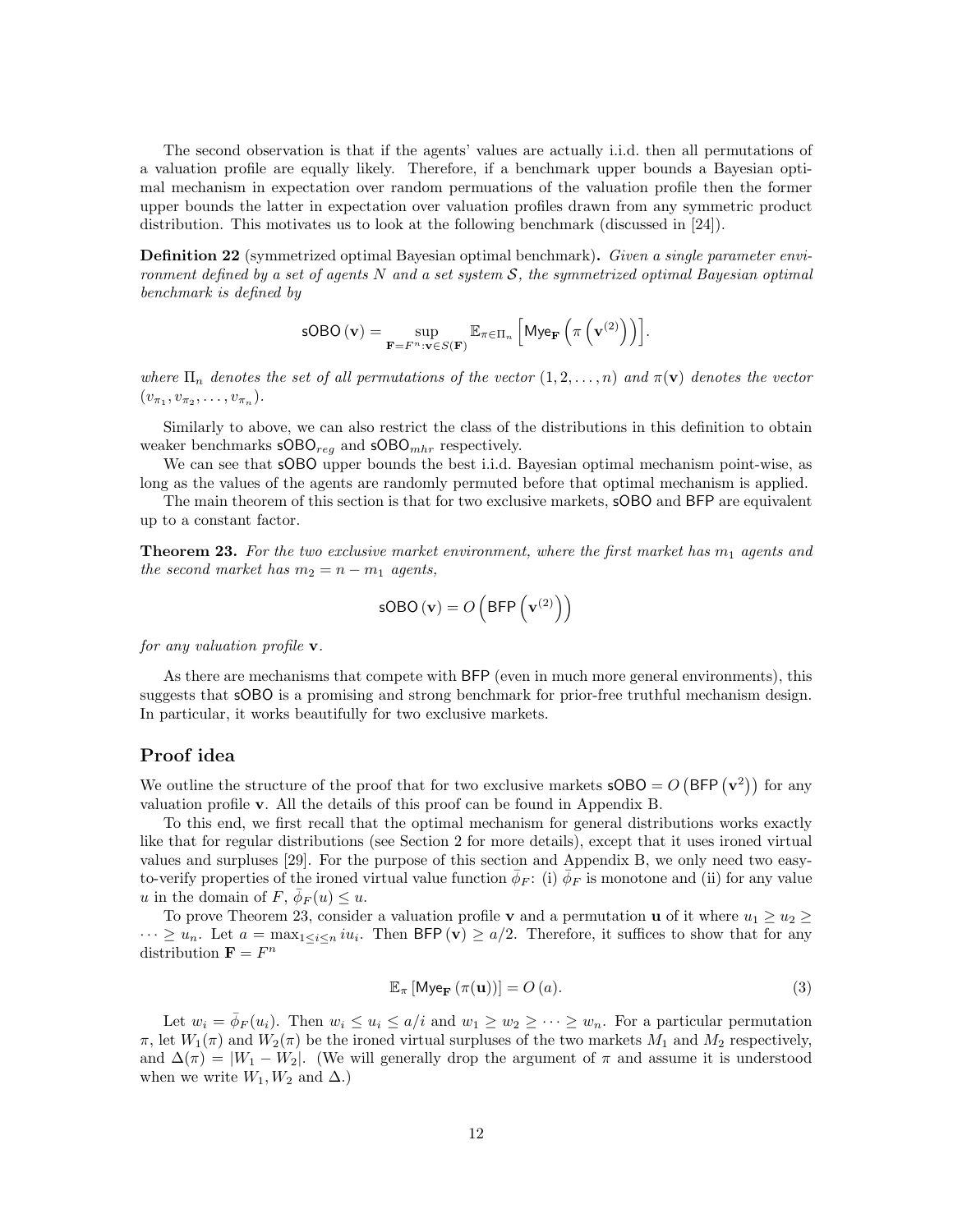The second observation is that if the agents' values are actually i.i.d. then all permutations of a valuation profile are equally likely. Therefore, if a benchmark upper bounds a Bayesian optimal mechanism in expectation over random permuations of the valuation profile then the former upper bounds the latter in expectation over valuation profiles drawn from any symmetric product distribution. This motivates us to look at the following benchmark (discussed in [24]).

**Definition 22** (symmetrized optimal Bayesian optimal benchmark)**.** *Given a single parameter environment defined by a set of agents $N$ and a set system $\mathcal{S}$, the symmetrized optimal Bayesian optimal benchmark is defined by*

$$\mathsf{sOBO}(\mathbf{v}) = \sup_{\mathbf{F}=F^n:\mathbf{v}\in S(\mathbf{F})} \mathbb{E}_{\pi\in\Pi_n}\left[\mathsf{Mye}_{\mathbf{F}}\left(\pi\left(\mathbf{v}^{(2)}\right)\right)\right].$$

*where $\Pi_n$ denotes the set of all permutations of the vector $(1, 2, \ldots, n)$ and $\pi(\mathbf{v})$ denotes the vector $(v_{\pi_1}, v_{\pi_2}, \ldots, v_{\pi_n})$.*

Similarly to above, we can also restrict the class of the distributions in this definition to obtain weaker benchmarks $\mathsf{sOBO}_{reg}$ and $\mathsf{sOBO}_{mhr}$ respectively.

We can see that $\mathsf{sOBO}$ upper bounds the best i.i.d. Bayesian optimal mechanism point-wise, as long as the values of the agents are randomly permuted before that optimal mechanism is applied.

The main theorem of this section is that for two exclusive markets, $\mathsf{sOBO}$ and $\mathsf{BFP}$ are equivalent up to a constant factor.

**Theorem 23.** *For the two exclusive market environment, where the first market has $m_1$ agents and the second market has $m_2 = n - m_1$ agents,*

$$\mathsf{sOBO}(\mathbf{v}) = O\left(\mathsf{BFP}\left(\mathbf{v}^{(2)}\right)\right)$$

*for any valuation profile $\mathbf{v}$.*

As there are mechanisms that compete with $\mathsf{BFP}$ (even in much more general environments), this suggests that $\mathsf{sOBO}$ is a promising and strong benchmark for prior-free truthful mechanism design. In particular, it works beautifully for two exclusive markets.

## Proof idea

We outline the structure of the proof that for two exclusive markets $\mathsf{sOBO} = O\left(\mathsf{BFP}\left(\mathbf{v}^2\right)\right)$ for any valuation profile $\mathbf{v}$. All the details of this proof can be found in Appendix B.

To this end, we first recall that the optimal mechanism for general distributions works exactly like that for regular distributions (see Section 2 for more details), except that it uses ironed virtual values and surpluses [29]. For the purpose of this section and Appendix B, we only need two easy-to-verify properties of the ironed virtual value function $\bar{\phi}_F$: (i) $\bar{\phi}_F$ is monotone and (ii) for any value $u$ in the domain of $F$, $\bar{\phi}_F(u) \le u$.

To prove Theorem 23, consider a valuation profile $\mathbf{v}$ and a permutation $\mathbf{u}$ of it where $u_1 \ge u_2 \ge \cdots \ge u_n$. Let $a = \max_{1\le i\le n} iu_i$. Then $\mathsf{BFP}(\mathbf{v}) \ge a/2$. Therefore, it suffices to show that for any distribution $\mathbf{F} = F^n$

$$\mathbb{E}_{\pi}\left[\mathsf{Mye}_{\mathbf{F}}\left(\pi(\mathbf{u})\right)\right] = O(a). \tag{3}$$

Let $w_i = \bar{\phi}_F(u_i)$. Then $w_i \le u_i \le a/i$ and $w_1 \ge w_2 \ge \cdots \ge w_n$. For a particular permutation $\pi$, let $W_1(\pi)$ and $W_2(\pi)$ be the ironed virtual surpluses of the two markets $M_1$ and $M_2$ respectively, and $\Delta(\pi) = |W_1 - W_2|$. (We will generally drop the argument of $\pi$ and assume it is understood when we write $W_1, W_2$ and $\Delta$.)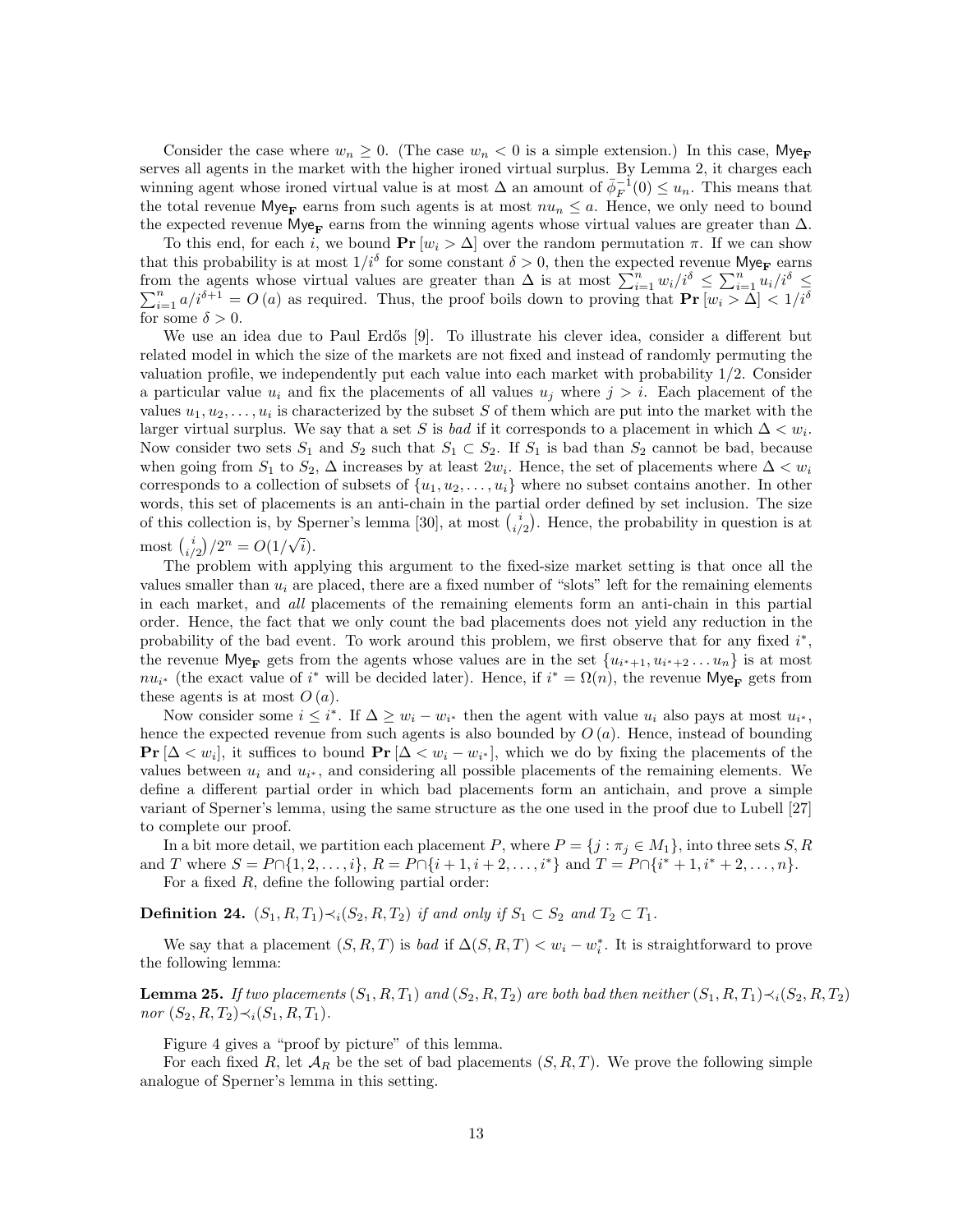Consider the case where $w_n \geq 0$. (The case $w_n < 0$ is a simple extension.) In this case, $\mathsf{Mye}_{\mathbf{F}}$ serves all agents in the market with the higher ironed virtual surplus. By Lemma 2, it charges each winning agent whose ironed virtual value is at most $\Delta$ an amount of $\bar{\phi}_F^{-1}(0) \leq u_n$. This means that the total revenue $\mathsf{Mye}_{\mathbf{F}}$ earns from such agents is at most $nu_n \leq a$. Hence, we only need to bound the expected revenue $\mathsf{Mye}_{\mathbf{F}}$ earns from the winning agents whose virtual values are greater than $\Delta$.

To this end, for each $i$, we bound $\mathbf{Pr}[w_i > \Delta]$ over the random permutation $\pi$. If we can show that this probability is at most $1/i^\delta$ for some constant $\delta > 0$, then the expected revenue $\mathsf{Mye}_{\mathbf{F}}$ earns from the agents whose virtual values are greater than $\Delta$ is at most $\sum_{i=1}^n w_i/i^\delta \leq \sum_{i=1}^n u_i/i^\delta \leq \sum_{i=1}^n a/i^{\delta+1} = O(a)$ as required. Thus, the proof boils down to proving that $\mathbf{Pr}[w_i > \Delta] < 1/i^\delta$ for some $\delta > 0$.

We use an idea due to Paul Erdős [9]. To illustrate his clever idea, consider a different but related model in which the size of the markets are not fixed and instead of randomly permuting the valuation profile, we independently put each value into each market with probability 1/2. Consider a particular value $u_i$ and fix the placements of all values $u_j$ where $j > i$. Each placement of the values $u_1, u_2, \ldots, u_i$ is characterized by the subset $S$ of them which are put into the market with the larger virtual surplus. We say that a set $S$ is *bad* if it corresponds to a placement in which $\Delta < w_i$. Now consider two sets $S_1$ and $S_2$ such that $S_1 \subset S_2$. If $S_1$ is bad than $S_2$ cannot be bad, because when going from $S_1$ to $S_2$, $\Delta$ increases by at least $2w_i$. Hence, the set of placements where $\Delta < w_i$ corresponds to a collection of subsets of $\{u_1, u_2, \ldots, u_i\}$ where no subset contains another. In other words, this set of placements is an anti-chain in the partial order defined by set inclusion. The size of this collection is, by Sperner's lemma [30], at most $\binom{i}{i/2}$. Hence, the probability in question is at most $\binom{i}{i/2}/2^n = O(1/\sqrt{i})$.

The problem with applying this argument to the fixed-size market setting is that once all the values smaller than $u_i$ are placed, there are a fixed number of "slots" left for the remaining elements in each market, and *all* placements of the remaining elements form an *anti-chain* in this partial order. Hence, the fact that we only count the bad placements does not yield any reduction in the probability of the bad event. To work around this problem, we first observe that for any fixed $i^*$, the revenue $\mathsf{Mye}_{\mathbf{F}}$ gets from the agents whose values are in the set $\{u_{i^*+1}, u_{i^*+2} \ldots u_n\}$ is at most $nu_{i^*}$ (the exact value of $i^*$ will be decided later). Hence, if $i^* = \Omega(n)$, the revenue $\mathsf{Mye}_{\mathbf{F}}$ gets from these agents is at most $O(a)$.

Now consider some $i \leq i^*$. If $\Delta \geq w_i - w_{i^*}$ then the agent with value $u_i$ also pays at most $u_{i^*}$, hence the expected revenue from such agents is also bounded by $O(a)$. Hence, instead of bounding $\mathbf{Pr}[\Delta < w_i]$, it suffices to bound $\mathbf{Pr}[\Delta < w_i - w_{i^*}]$, which we do by fixing the placements of the values between $u_i$ and $u_{i^*}$, and considering all possible placements of the remaining elements. We define a different partial order in which bad placements form an antichain, and prove a simple variant of Sperner's lemma, using the same structure as the one used in the proof due to Lubell [27] to complete our proof.

In a bit more detail, we partition each placement $P$, where $P = \{j : \pi_j \in M_1\}$, into three sets $S, R$ and $T$ where $S = P \cap \{1, 2, \ldots, i\}$, $R = P \cap \{i+1, i+2, \ldots, i^*\}$ and $T = P \cap \{i^*+1, i^*+2, \ldots, n\}$.

For a fixed $R$, define the following partial order:

**Definition 24.** *$(S_1, R, T_1) \prec_i (S_2, R, T_2)$ if and only if $S_1 \subset S_2$ and $T_2 \subset T_1$.*

We say that a placement $(S, R, T)$ is *bad* if $\Delta(S, R, T) < w_i - w_i^*$. It is straightforward to prove the following lemma:

**Lemma 25.** *If two placements $(S_1, R, T_1)$ and $(S_2, R, T_2)$ are both bad then neither $(S_1, R, T_1) \prec_i (S_2, R, T_2)$ nor $(S_2, R, T_2) \prec_i (S_1, R, T_1)$.*

Figure 4 gives a "proof by picture" of this lemma.

For each fixed $R$, let $\mathcal{A}_R$ be the set of bad placements $(S, R, T)$. We prove the following simple analogue of Sperner's lemma in this setting.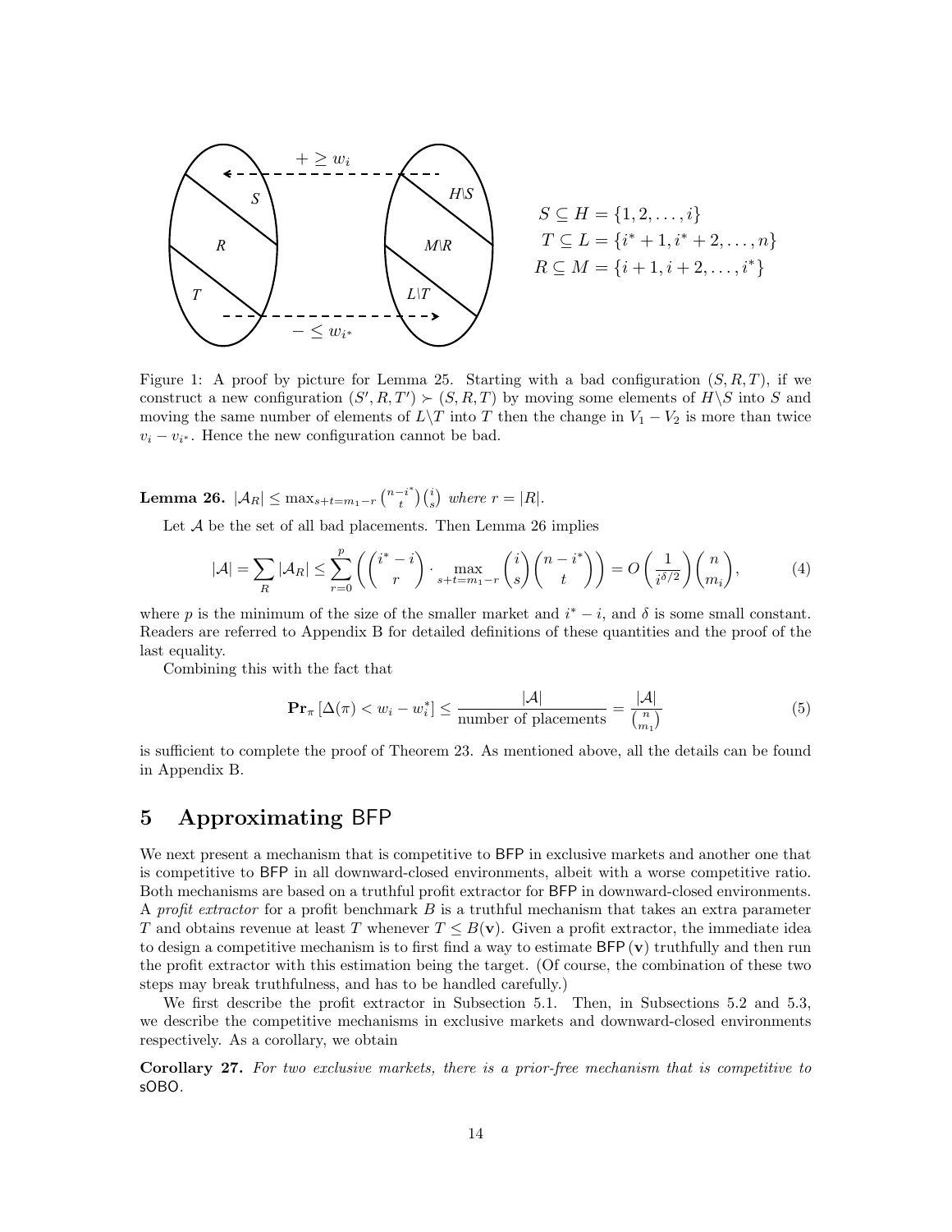$S \subseteq H = \{1, 2, \ldots, i\}$
$T \subseteq L = \{i^* + 1, i^* + 2, \ldots, n\}$
$R \subseteq M = \{i + 1, i + 2, \ldots, i^*\}$

Figure 1: A proof by picture for Lemma 25. Starting with a bad configuration $(S, R, T)$, if we construct a new configuration $(S', R, T') \succ (S, R, T)$ by moving some elements of $H \backslash S$ into $S$ and moving the same number of elements of $L \backslash T$ into $T$ then the change in $V_1 - V_2$ is more than twice $v_i - v_{i^*}$. Hence the new configuration cannot be bad.

**Lemma 26.** $|\mathcal{A}_R| \leq \max_{s+t=m_1-r} \binom{n-i^*}{t}\binom{i}{s}$ *where* $r = |R|$.

Let $\mathcal{A}$ be the set of all bad placements. Then Lemma 26 implies

$$|\mathcal{A}| = \sum_R |\mathcal{A}_R| \leq \sum_{r=0}^{p} \left( \binom{i^* - i}{r} \cdot \max_{s+t=m_1-r} \binom{i}{s}\binom{n - i^*}{t} \right) = O\left(\frac{1}{i^{\delta/2}}\right)\binom{n}{m_i}, \tag{4}$$

where $p$ is the minimum of the size of the smaller market and $i^* - i$, and $\delta$ is some small constant. Readers are referred to Appendix B for detailed definitions of these quantities and the proof of the last equality.

Combining this with the fact that

$$\mathbf{Pr}_\pi \left[\Delta(\pi) < w_i - w_i^*\right] \leq \frac{|\mathcal{A}|}{\text{number of placements}} = \frac{|\mathcal{A}|}{\binom{n}{m_1}} \tag{5}$$

is sufficient to complete the proof of Theorem 23. As mentioned above, all the details can be found in Appendix B.

# 5 Approximating BFP

We next present a mechanism that is competitive to BFP in exclusive markets and another one that is competitive to BFP in all downward-closed environments, albeit with a worse competitive ratio. Both mechanisms are based on a truthful profit extractor for BFP in downward-closed environments. A *profit extractor* for a profit benchmark $B$ is a truthful mechanism that takes an extra parameter $T$ and obtains revenue at least $T$ whenever $T \leq B(\mathbf{v})$. Given a profit extractor, the immediate idea to design a competitive mechanism is to first find a way to estimate $\mathsf{BFP}(\mathbf{v})$ truthfully and then run the profit extractor with this estimation being the target. (Of course, the combination of these two steps may break truthfulness, and has to be handled carefully.)

We first describe the profit extractor in Subsection 5.1. Then, in Subsections 5.2 and 5.3, we describe the competitive mechanisms in exclusive markets and downward-closed environments respectively. As a corollary, we obtain

**Corollary 27.** *For two exclusive markets, there is a prior-free mechanism that is competitive to* sOBO.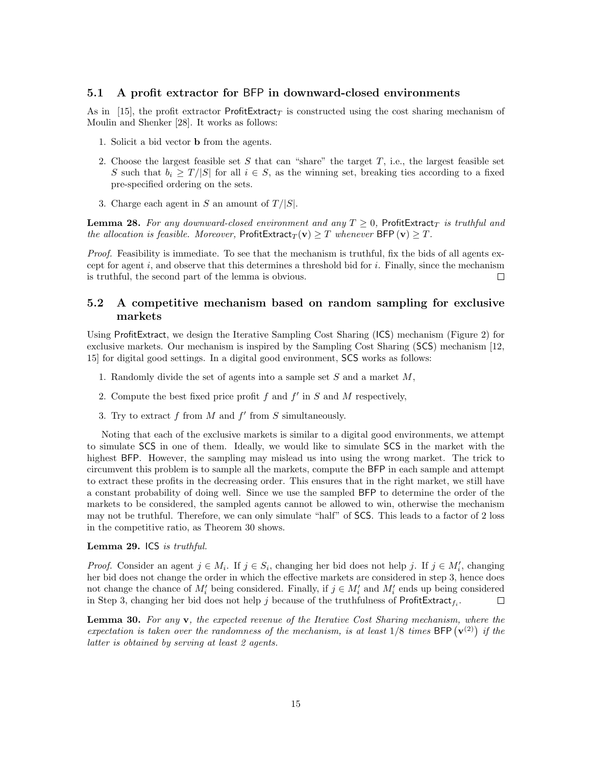### 5.1 A profit extractor for BFP in downward-closed environments

As in [15], the profit extractor $\mathsf{ProfitExtract}_T$ is constructed using the cost sharing mechanism of Moulin and Shenker [28]. It works as follows:

1. Solicit a bid vector $\mathbf{b}$ from the agents.
2. Choose the largest feasible set $S$ that can "share" the target $T$, i.e., the largest feasible set $S$ such that $b_i \geq T/|S|$ for all $i \in S$, as the winning set, breaking ties according to a fixed pre-specified ordering on the sets.
3. Charge each agent in $S$ an amount of $T/|S|$.

**Lemma 28.** *For any downward-closed environment and any $T \geq 0$, $\mathsf{ProfitExtract}_T$ is truthful and the allocation is feasible. Moreover, $\mathsf{ProfitExtract}_T(\mathbf{v}) \geq T$ whenever $\mathsf{BFP}(\mathbf{v}) \geq T$.*

*Proof.* Feasibility is immediate. To see that the mechanism is truthful, fix the bids of all agents except for agent $i$, and observe that this determines a threshold bid for $i$. Finally, since the mechanism is truthful, the second part of the lemma is obvious. $\square$

### 5.2 A competitive mechanism based on random sampling for exclusive markets

Using $\mathsf{ProfitExtract}$, we design the Iterative Sampling Cost Sharing ($\mathsf{ICS}$) mechanism (Figure 2) for exclusive markets. Our mechanism is inspired by the Sampling Cost Sharing ($\mathsf{SCS}$) mechanism [12, 15] for digital good settings. In a digital good environment, $\mathsf{SCS}$ works as follows:

1. Randomly divide the set of agents into a sample set $S$ and a market $M$,
2. Compute the best fixed price profit $f$ and $f'$ in $S$ and $M$ respectively,
3. Try to extract $f$ from $M$ and $f'$ from $S$ simultaneously.

Noting that each of the exclusive markets is similar to a digital good environments, we attempt to simulate $\mathsf{SCS}$ in one of them. Ideally, we would like to simulate $\mathsf{SCS}$ in the market with the highest $\mathsf{BFP}$. However, the sampling may mislead us into using the wrong market. The trick to circumvent this problem is to sample all the markets, compute the $\mathsf{BFP}$ in each sample and attempt to extract these profits in the decreasing order. This ensures that in the right market, we still have a constant probability of doing well. Since we use the sampled $\mathsf{BFP}$ to determine the order of the markets to be considered, the sampled agents cannot be allowed to win, otherwise the mechanism may not be truthful. Therefore, we can only simulate "half" of $\mathsf{SCS}$. This leads to a factor of 2 loss in the competitive ratio, as Theorem 30 shows.

**Lemma 29.** *$\mathsf{ICS}$ is truthful.*

*Proof.* Consider an agent $j \in M_i$. If $j \in S_i$, changing her bid does not help $j$. If $j \in M'_i$, changing her bid does not change the order in which the effective markets are considered in step 3, hence does not change the chance of $M'_i$ being considered. Finally, if $j \in M'_i$ and $M'_i$ ends up being considered in Step 3, changing her bid does not help $j$ because of the truthfulness of $\mathsf{ProfitExtract}_{f_i}$. $\square$

**Lemma 30.** *For any $\mathbf{v}$, the expected revenue of the Iterative Cost Sharing mechanism, where the expectation is taken over the randomness of the mechanism, is at least $1/8$ times $\mathsf{BFP}\left(\mathbf{v}^{(2)}\right)$ if the latter is obtained by serving at least 2 agents.*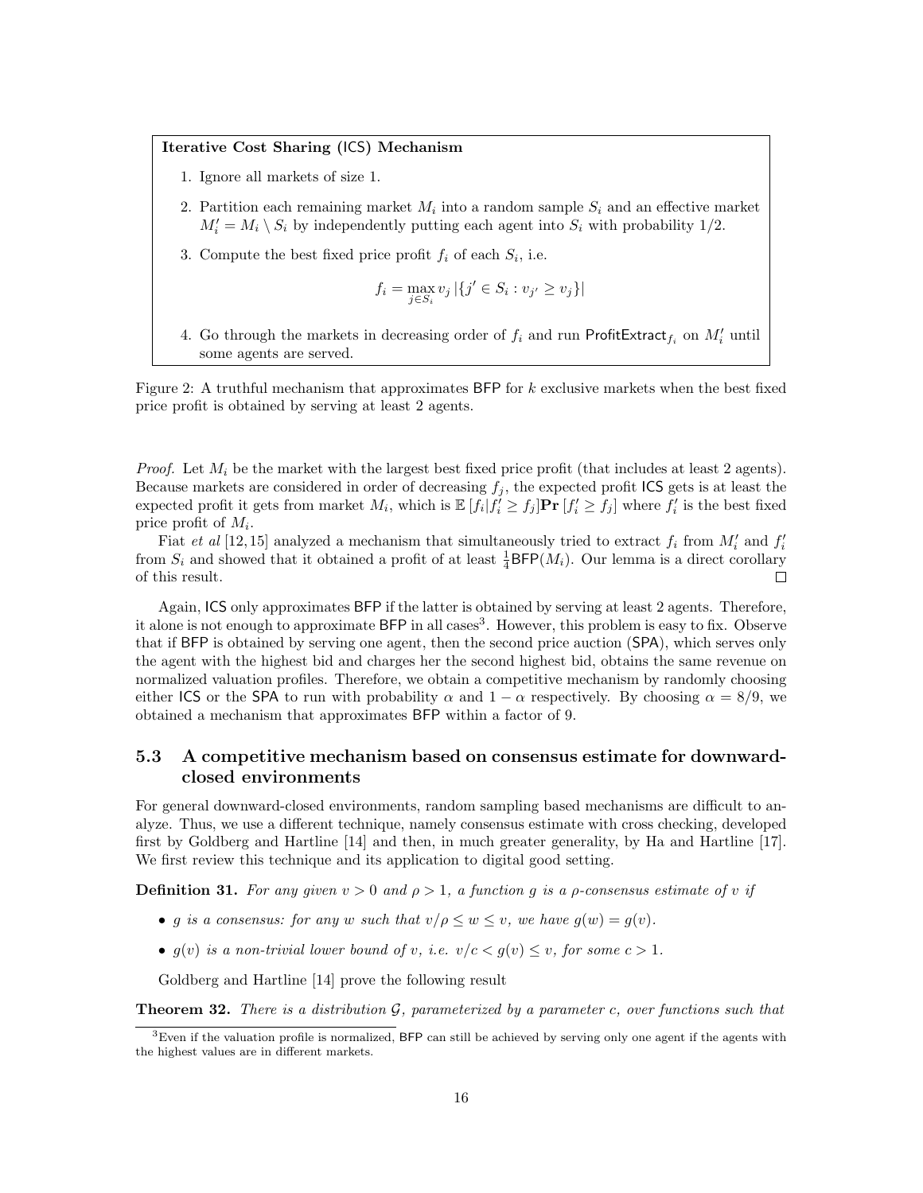**Iterative Cost Sharing (ICS) Mechanism**

1. Ignore all markets of size 1.
2. Partition each remaining market $M_i$ into a random sample $S_i$ and an effective market $M'_i = M_i \setminus S_i$ by independently putting each agent into $S_i$ with probability 1/2.
3. Compute the best fixed price profit $f_i$ of each $S_i$, i.e.

$$f_i = \max_{j \in S_i} v_j \left|\{j' \in S_i : v_{j'} \geq v_j\}\right|$$

4. Go through the markets in decreasing order of $f_i$ and run $\mathsf{ProfitExtract}_{f_i}$ on $M'_i$ until some agents are served.

Figure 2: A truthful mechanism that approximates BFP for $k$ exclusive markets when the best fixed price profit is obtained by serving at least 2 agents.

*Proof.* Let $M_i$ be the market with the largest best fixed price profit (that includes at least 2 agents). Because markets are considered in order of decreasing $f_j$, the expected profit ICS gets is at least the expected profit it gets from market $M_i$, which is $\mathbb{E}\left[f_i | f'_i \geq f_j\right] \mathbf{Pr}\left[f'_i \geq f_j\right]$ where $f'_i$ is the best fixed price profit of $M_i$.

Fiat *et al* [12, 15] analyzed a mechanism that simultaneously tried to extract $f_i$ from $M'_i$ and $f'_i$ from $S_i$ and showed that it obtained a profit of at least $\frac{1}{4}\mathsf{BFP}(M_i)$. Our lemma is a direct corollary of this result. □

Again, ICS only approximates BFP if the latter is obtained by serving at least 2 agents. Therefore, it alone is not enough to approximate BFP in all cases[3]. However, this problem is easy to fix. Observe that if BFP is obtained by serving one agent, then the second price auction (SPA), which serves only the agent with the highest bid and charges her the second highest bid, obtains the same revenue on normalized valuation profiles. Therefore, we obtain a competitive mechanism by randomly choosing either ICS or the SPA to run with probability $\alpha$ and $1 - \alpha$ respectively. By choosing $\alpha = 8/9$, we obtained a mechanism that approximates BFP within a factor of 9.

### 5.3 A competitive mechanism based on consensus estimate for downward-closed environments

For general downward-closed environments, random sampling based mechanisms are difficult to analyze. Thus, we use a different technique, namely consensus estimate with cross checking, developed first by Goldberg and Hartline [14] and then, in much greater generality, by Ha and Hartline [17]. We first review this technique and its application to digital good setting.

**Definition 31.** *For any given $v > 0$ and $\rho > 1$, a function $g$ is a $\rho$-consensus estimate of $v$ if*

- *$g$ is a consensus: for any $w$ such that $v/\rho \leq w \leq v$, we have $g(w) = g(v)$.*
- *$g(v)$ is a non-trivial lower bound of $v$, i.e. $v/c < g(v) \leq v$, for some $c > 1$.*

Goldberg and Hartline [14] prove the following result

**Theorem 32.** *There is a distribution $\mathcal{G}$, parameterized by a parameter $c$, over functions such that*

[3] Even if the valuation profile is normalized, BFP can still be achieved by serving only one agent if the agents with the highest values are in different markets.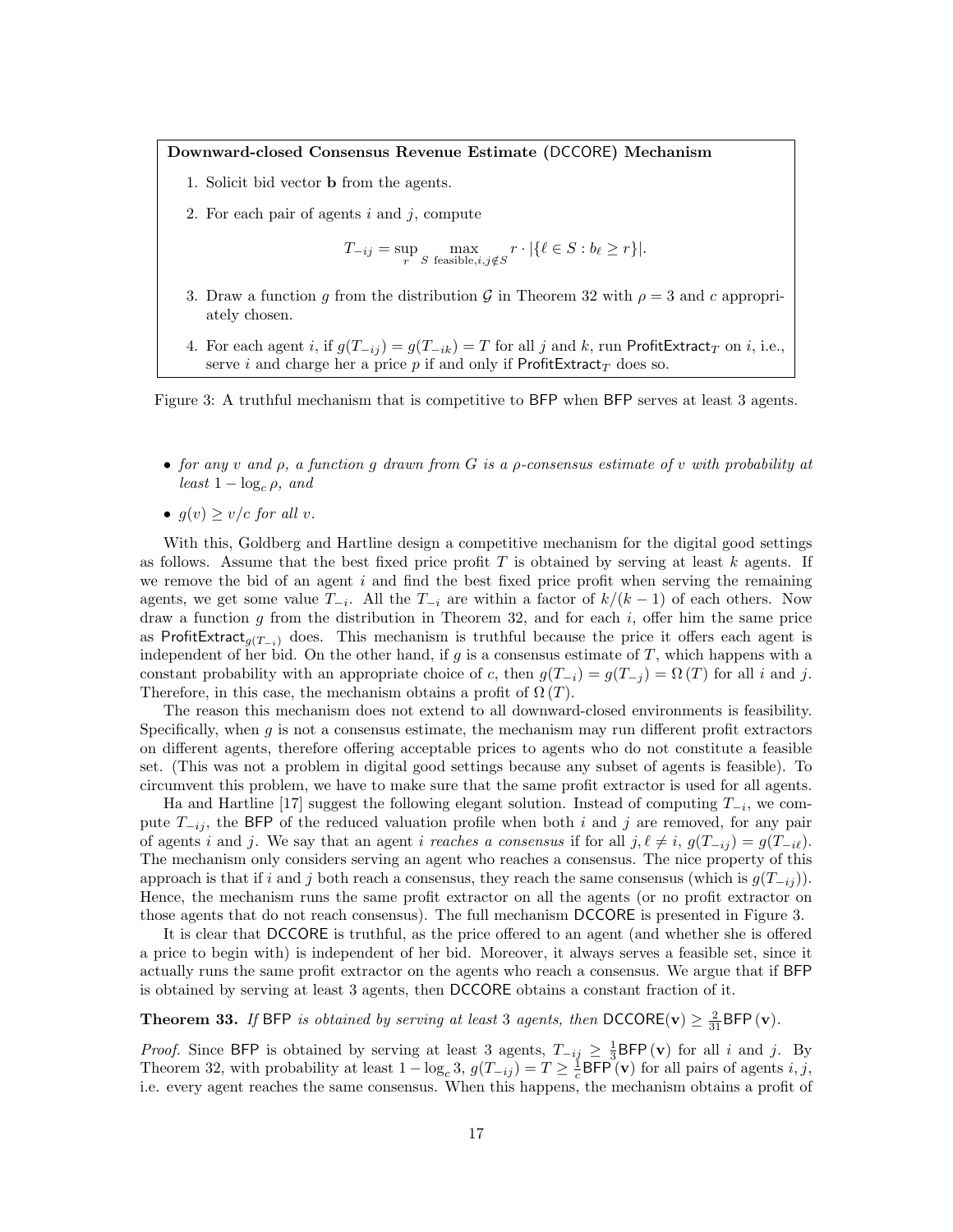**Downward-closed Consensus Revenue Estimate (DCCORE) Mechanism**

1. Solicit bid vector $\mathbf{b}$ from the agents.
2. For each pair of agents $i$ and $j$, compute

$$T_{-ij} = \sup_{r} \max_{S \text{ feasible}, i,j \notin S} r \cdot |\{\ell \in S : b_\ell \geq r\}|.$$

3. Draw a function $g$ from the distribution $\mathcal{G}$ in Theorem 32 with $\rho = 3$ and $c$ appropriately chosen.
4. For each agent $i$, if $g(T_{-ij}) = g(T_{-ik}) = T$ for all $j$ and $k$, run $\mathsf{ProfitExtract}_T$ on $i$, i.e., serve $i$ and charge her a price $p$ if and only if $\mathsf{ProfitExtract}_T$ does so.

Figure 3: A truthful mechanism that is competitive to BFP when BFP serves at least 3 agents.

- *for any $v$ and $\rho$, a function $g$ drawn from $G$ is a $\rho$-consensus estimate of $v$ with probability at least $1 - \log_c \rho$, and*
- *$g(v) \geq v/c$ for all $v$.*

With this, Goldberg and Hartline design a competitive mechanism for the digital good settings as follows. Assume that the best fixed price profit $T$ is obtained by serving at least $k$ agents. If we remove the bid of an agent $i$ and find the best fixed price profit when serving the remaining agents, we get some value $T_{-i}$. All the $T_{-i}$ are within a factor of $k/(k-1)$ of each others. Now draw a function $g$ from the distribution in Theorem 32, and for each $i$, offer him the same price as $\mathsf{ProfitExtract}_{g(T_{-i})}$ does. This mechanism is truthful because the price it offers each agent is independent of her bid. On the other hand, if $g$ is a consensus estimate of $T$, which happens with a constant probability with an appropriate choice of $c$, then $g(T_{-i}) = g(T_{-j}) = \Omega(T)$ for all $i$ and $j$. Therefore, in this case, the mechanism obtains a profit of $\Omega(T)$.

The reason this mechanism does not extend to all downward-closed environments is feasibility. Specifically, when $g$ is not a consensus estimate, the mechanism may run different profit extractors on different agents, therefore offering acceptable prices to agents who do not constitute a feasible set. (This was not a problem in digital good settings because any subset of agents is feasible). To circumvent this problem, we have to make sure that the same profit extractor is used for all agents.

Ha and Hartline [17] suggest the following elegant solution. Instead of computing $T_{-i}$, we compute $T_{-ij}$, the BFP of the reduced valuation profile when both $i$ and $j$ are removed, for any pair of agents $i$ and $j$. We say that an agent $i$ *reaches a consensus* if for all $j, \ell \neq i$, $g(T_{-ij}) = g(T_{-i\ell})$. The mechanism only considers serving an agent who reaches a consensus. The nice property of this approach is that if $i$ and $j$ both reach a consensus, they reach the same consensus (which is $g(T_{-ij})$). Hence, the mechanism runs the same profit extractor on all the agents (or no profit extractor on those agents that do not reach consensus). The full mechanism DCCORE is presented in Figure 3.

It is clear that DCCORE is truthful, as the price offered to an agent (and whether she is offered a price to begin with) is independent of her bid. Moreover, it always serves a feasible set, since it actually runs the same profit extractor on the agents who reach a consensus. We argue that if BFP is obtained by serving at least 3 agents, then DCCORE obtains a constant fraction of it.

**Theorem 33.** *If BFP is obtained by serving at least 3 agents, then $\mathsf{DCCORE}(\mathbf{v}) \geq \frac{2}{31}\mathsf{BFP}(\mathbf{v})$.*

*Proof.* Since BFP is obtained by serving at least 3 agents, $T_{-ij} \geq \frac{1}{3}\mathsf{BFP}(\mathbf{v})$ for all $i$ and $j$. By Theorem 32, with probability at least $1 - \log_c 3$, $g(T_{-ij}) = T \geq \frac{1}{c}\mathsf{BFP}(\mathbf{v})$ for all pairs of agents $i, j$, i.e. every agent reaches the same consensus. When this happens, the mechanism obtains a profit of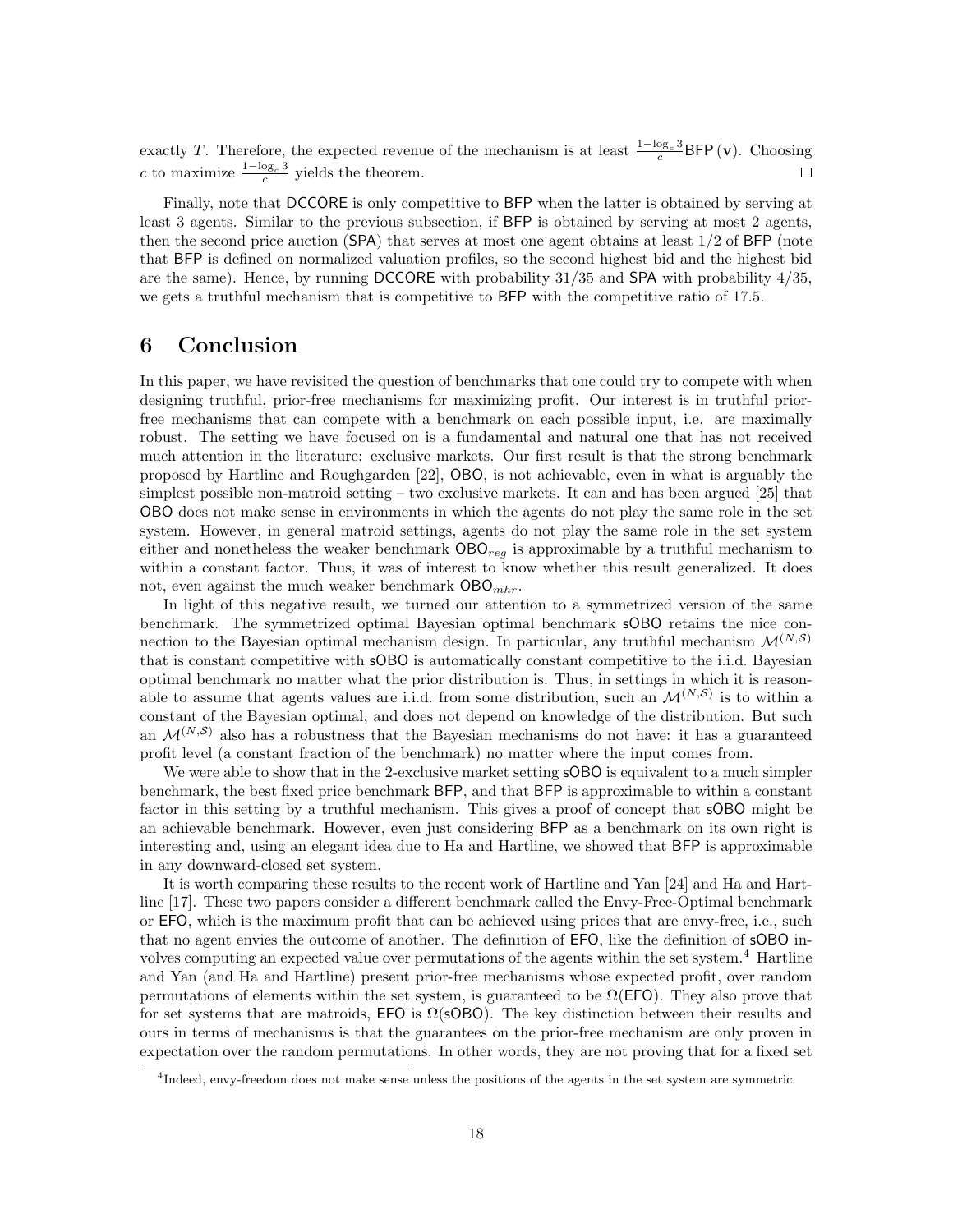exactly $T$. Therefore, the expected revenue of the mechanism is at least $\frac{1-\log_c 3}{c}\mathsf{BFP}(\mathbf{v})$. Choosing $c$ to maximize $\frac{1-\log_c 3}{c}$ yields the theorem. □

Finally, note that DCCORE is only competitive to BFP when the latter is obtained by serving at least 3 agents. Similar to the previous subsection, if BFP is obtained by serving at most 2 agents, then the second price auction (SPA) that serves at most one agent obtains at least 1/2 of BFP (note that BFP is defined on normalized valuation profiles, so the second highest bid and the highest bid are the same). Hence, by running DCCORE with probability 31/35 and SPA with probability 4/35, we gets a truthful mechanism that is competitive to BFP with the competitive ratio of 17.5.

# 6 Conclusion

In this paper, we have revisited the question of benchmarks that one could try to compete with when designing truthful, prior-free mechanisms for maximizing profit. Our interest is in truthful prior-free mechanisms that can compete with a benchmark on each possible input, i.e. are maximally robust. The setting we have focused on is a fundamental and natural one that has not received much attention in the literature: exclusive markets. Our first result is that the strong benchmark proposed by Hartline and Roughgarden [22], OBO, is not achievable, even in what is arguably the simplest possible non-matroid setting – two exclusive markets. It can and has been argued [25] that OBO does not make sense in environments in which the agents do not play the same role in the set system. However, in general matroid settings, agents do not play the same role in the set system either and nonetheless the weaker benchmark $\mathsf{OBO}_{reg}$ is approximable by a truthful mechanism to within a constant factor. Thus, it was of interest to know whether this result generalized. It does not, even against the much weaker benchmark $\mathsf{OBO}_{mhr}$.

In light of this negative result, we turned our attention to a symmetrized version of the same benchmark. The symmetrized optimal Bayesian optimal benchmark sOBO retains the nice connection to the Bayesian optimal mechanism design. In particular, any truthful mechanism $\mathcal{M}^{(N,\mathcal{S})}$ that is constant competitive with sOBO is automatically constant competitive to the i.i.d. Bayesian optimal benchmark no matter what the prior distribution is. Thus, in settings in which it is reasonable to assume that agents values are i.i.d. from some distribution, such an $\mathcal{M}^{(N,\mathcal{S})}$ is to within a constant of the Bayesian optimal, and does not depend on knowledge of the distribution. But such an $\mathcal{M}^{(N,\mathcal{S})}$ also has a robustness that the Bayesian mechanisms do not have: it has a guaranteed profit level (a constant fraction of the benchmark) no matter where the input comes from.

We were able to show that in the 2-exclusive market setting sOBO is equivalent to a much simpler benchmark, the best fixed price benchmark BFP, and that BFP is approximable to within a constant factor in this setting by a truthful mechanism. This gives a proof of concept that sOBO might be an achievable benchmark. However, even just considering BFP as a benchmark on its own right is interesting and, using an elegant idea due to Ha and Hartline, we showed that BFP is approximable in any downward-closed set system.

It is worth comparing these results to the recent work of Hartline and Yan [24] and Ha and Hartline [17]. These two papers consider a different benchmark called the Envy-Free-Optimal benchmark or EFO, which is the maximum profit that can be achieved using prices that are envy-free, i.e., such that no agent envies the outcome of another. The definition of EFO, like the definition of sOBO involves computing an expected value over permutations of the agents within the set system.[4] Hartline and Yan (and Ha and Hartline) present prior-free mechanisms whose expected profit, over random permutations of elements within the set system, is guaranteed to be $\Omega(\mathsf{EFO})$. They also prove that for set systems that are matroids, EFO is $\Omega(\mathsf{sOBO})$. The key distinction between their results and ours in terms of mechanisms is that the guarantees on the prior-free mechanism are only proven in expectation over the random permutations. In other words, they are not proving that for a fixed set

[4] Indeed, envy-freedom does not make sense unless the positions of the agents in the set system are symmetric.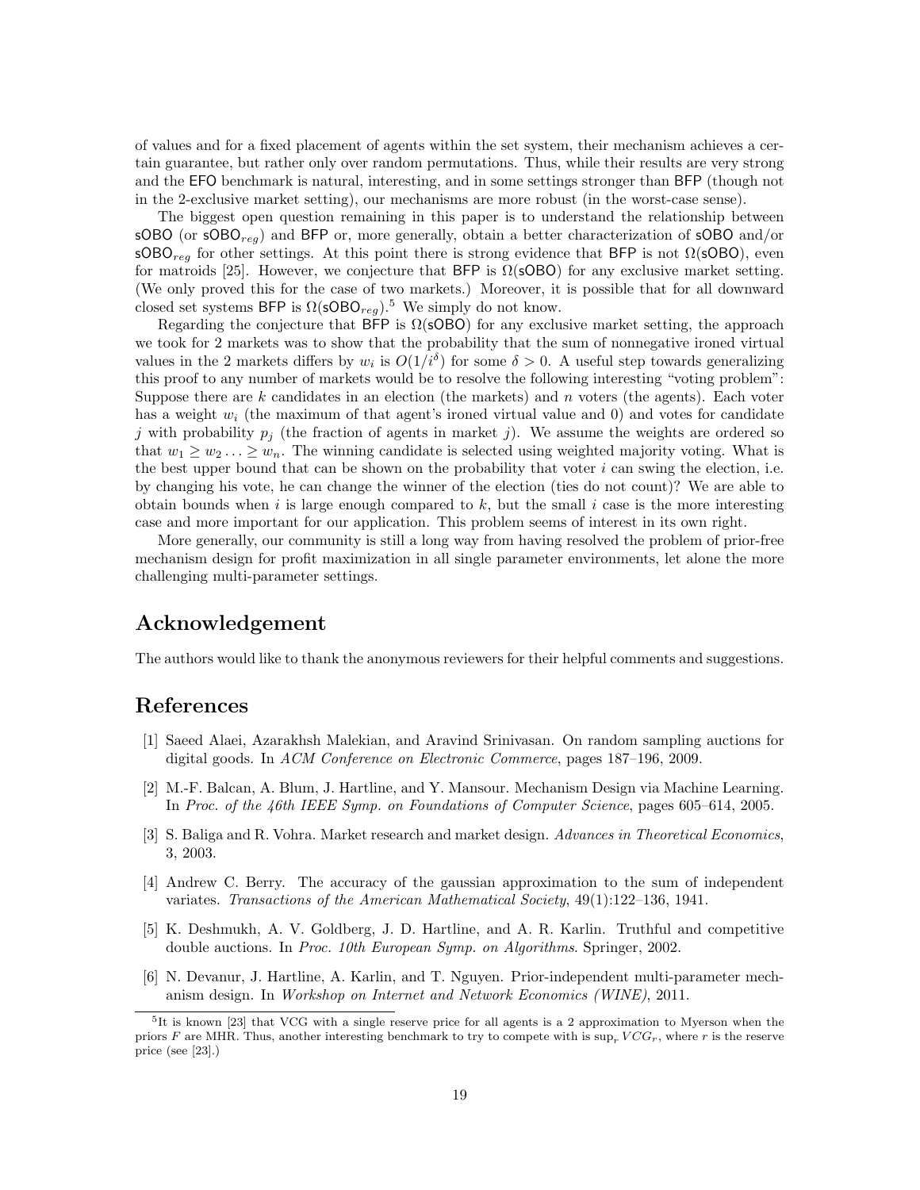of values and for a fixed placement of agents within the set system, their mechanism achieves a certain guarantee, but rather only over random permutations. Thus, while their results are very strong and the EFO benchmark is natural, interesting, and in some settings stronger than BFP (though not in the 2-exclusive market setting), our mechanisms are more robust (in the worst-case sense).

The biggest open question remaining in this paper is to understand the relationship between sOBO (or $\mathsf{sOBO}_{reg}$) and BFP or, more generally, obtain a better characterization of sOBO and/or $\mathsf{sOBO}_{reg}$ for other settings. At this point there is strong evidence that BFP is not $\Omega(\mathsf{sOBO})$, even for matroids [25]. However, we conjecture that BFP is $\Omega(\mathsf{sOBO})$ for any exclusive market setting. (We only proved this for the case of two markets.) Moreover, it is possible that for all downward closed set systems BFP is $\Omega(\mathsf{sOBO}_{reg})$.[5] We simply do not know.

Regarding the conjecture that BFP is $\Omega(\mathsf{sOBO})$ for any exclusive market setting, the approach we took for 2 markets was to show that the probability that the sum of nonnegative ironed virtual values in the 2 markets differs by $w_i$ is $O(1/i^\delta)$ for some $\delta > 0$. A useful step towards generalizing this proof to any number of markets would be to resolve the following interesting "voting problem": Suppose there are $k$ candidates in an election (the markets) and $n$ voters (the agents). Each voter has a weight $w_i$ (the maximum of that agent's ironed virtual value and 0) and votes for candidate $j$ with probability $p_j$ (the fraction of agents in market $j$). We assume the weights are ordered so that $w_1 \geq w_2 \ldots \geq w_n$. The winning candidate is selected using weighted majority voting. What is the best upper bound that can be shown on the probability that voter $i$ can swing the election, i.e. by changing his vote, he can change the winner of the election (ties do not count)? We are able to obtain bounds when $i$ is large enough compared to $k$, but the small $i$ case is the more interesting case and more important for our application. This problem seems of interest in its own right.

More generally, our community is still a long way from having resolved the problem of prior-free mechanism design for profit maximization in all single parameter environments, let alone the more challenging multi-parameter settings.

## Acknowledgement

The authors would like to thank the anonymous reviewers for their helpful comments and suggestions.

## References

[1] Saeed Alaei, Azarakhsh Malekian, and Aravind Srinivasan. On random sampling auctions for digital goods. In *ACM Conference on Electronic Commerce*, pages 187–196, 2009.

[2] M.-F. Balcan, A. Blum, J. Hartline, and Y. Mansour. Mechanism Design via Machine Learning. In *Proc. of the 46th IEEE Symp. on Foundations of Computer Science*, pages 605–614, 2005.

[3] S. Baliga and R. Vohra. Market research and market design. *Advances in Theoretical Economics*, 3, 2003.

[4] Andrew C. Berry. The accuracy of the gaussian approximation to the sum of independent variates. *Transactions of the American Mathematical Society*, 49(1):122–136, 1941.

[5] K. Deshmukh, A. V. Goldberg, J. D. Hartline, and A. R. Karlin. Truthful and competitive double auctions. In *Proc. 10th European Symp. on Algorithms*. Springer, 2002.

[6] N. Devanur, J. Hartline, A. Karlin, and T. Nguyen. Prior-independent multi-parameter mechanism design. In *Workshop on Internet and Network Economics (WINE)*, 2011.

[5] It is known [23] that VCG with a single reserve price for all agents is a 2 approximation to Myerson when the priors $F$ are MHR. Thus, another interesting benchmark to try to compete with is $\sup_r VCG_r$, where $r$ is the reserve price (see [23].)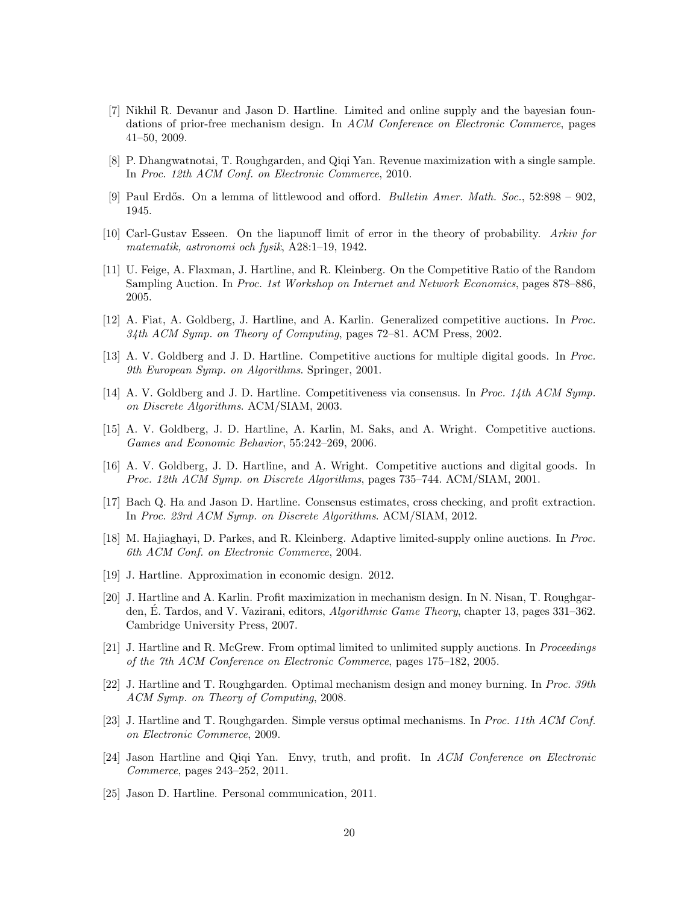[7] Nikhil R. Devanur and Jason D. Hartline. Limited and online supply and the bayesian foundations of prior-free mechanism design. In *ACM Conference on Electronic Commerce*, pages 41–50, 2009.

[8] P. Dhangwatnotai, T. Roughgarden, and Qiqi Yan. Revenue maximization with a single sample. In *Proc. 12th ACM Conf. on Electronic Commerce*, 2010.

[9] Paul Erdős. On a lemma of littlewood and offord. *Bulletin Amer. Math. Soc.*, 52:898 – 902, 1945.

[10] Carl-Gustav Esseen. On the liapunoff limit of error in the theory of probability. *Arkiv for matematik, astronomi och fysik*, A28:1–19, 1942.

[11] U. Feige, A. Flaxman, J. Hartline, and R. Kleinberg. On the Competitive Ratio of the Random Sampling Auction. In *Proc. 1st Workshop on Internet and Network Economics*, pages 878–886, 2005.

[12] A. Fiat, A. Goldberg, J. Hartline, and A. Karlin. Generalized competitive auctions. In *Proc. 34th ACM Symp. on Theory of Computing*, pages 72–81. ACM Press, 2002.

[13] A. V. Goldberg and J. D. Hartline. Competitive auctions for multiple digital goods. In *Proc. 9th European Symp. on Algorithms*. Springer, 2001.

[14] A. V. Goldberg and J. D. Hartline. Competitiveness via consensus. In *Proc. 14th ACM Symp. on Discrete Algorithms*. ACM/SIAM, 2003.

[15] A. V. Goldberg, J. D. Hartline, A. Karlin, M. Saks, and A. Wright. Competitive auctions. *Games and Economic Behavior*, 55:242–269, 2006.

[16] A. V. Goldberg, J. D. Hartline, and A. Wright. Competitive auctions and digital goods. In *Proc. 12th ACM Symp. on Discrete Algorithms*, pages 735–744. ACM/SIAM, 2001.

[17] Bach Q. Ha and Jason D. Hartline. Consensus estimates, cross checking, and profit extraction. In *Proc. 23rd ACM Symp. on Discrete Algorithms*. ACM/SIAM, 2012.

[18] M. Hajiaghayi, D. Parkes, and R. Kleinberg. Adaptive limited-supply online auctions. In *Proc. 6th ACM Conf. on Electronic Commerce*, 2004.

[19] J. Hartline. Approximation in economic design. 2012.

[20] J. Hartline and A. Karlin. Profit maximization in mechanism design. In N. Nisan, T. Roughgarden, É. Tardos, and V. Vazirani, editors, *Algorithmic Game Theory*, chapter 13, pages 331–362. Cambridge University Press, 2007.

[21] J. Hartline and R. McGrew. From optimal limited to unlimited supply auctions. In *Proceedings of the 7th ACM Conference on Electronic Commerce*, pages 175–182, 2005.

[22] J. Hartline and T. Roughgarden. Optimal mechanism design and money burning. In *Proc. 39th ACM Symp. on Theory of Computing*, 2008.

[23] J. Hartline and T. Roughgarden. Simple versus optimal mechanisms. In *Proc. 11th ACM Conf. on Electronic Commerce*, 2009.

[24] Jason Hartline and Qiqi Yan. Envy, truth, and profit. In *ACM Conference on Electronic Commerce*, pages 243–252, 2011.

[25] Jason D. Hartline. Personal communication, 2011.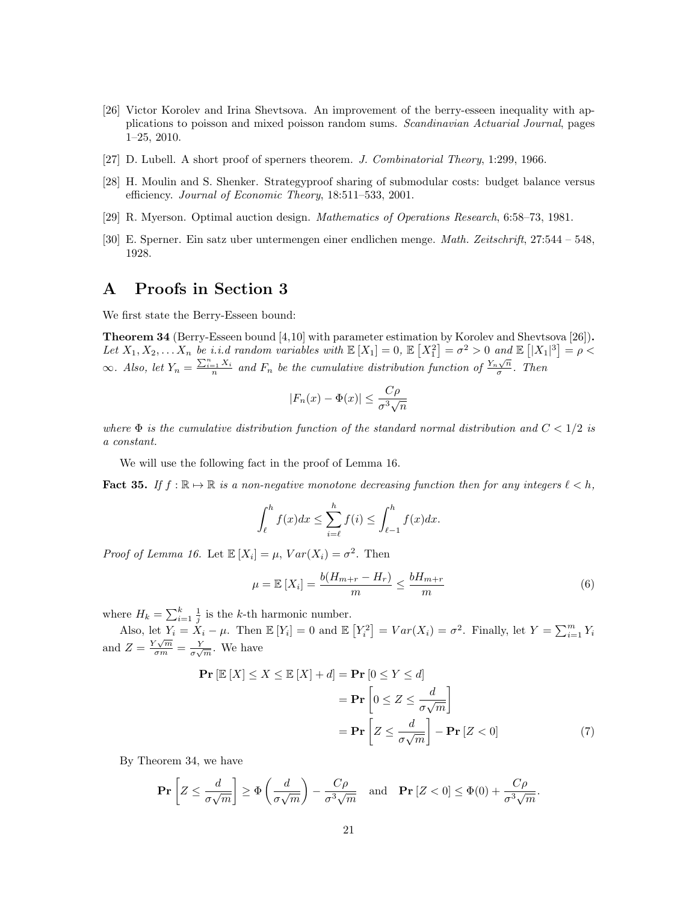[26] Victor Korolev and Irina Shevtsova. An improvement of the berry-esseen inequality with applications to poisson and mixed poisson random sums. *Scandinavian Actuarial Journal*, pages 1–25, 2010.

[27] D. Lubell. A short proof of sperners theorem. *J. Combinatorial Theory*, 1:299, 1966.

[28] H. Moulin and S. Shenker. Strategyproof sharing of submodular costs: budget balance versus efficiency. *Journal of Economic Theory*, 18:511–533, 2001.

[29] R. Myerson. Optimal auction design. *Mathematics of Operations Research*, 6:58–73, 1981.

[30] E. Sperner. Ein satz uber untermengen einer endlichen menge. *Math. Zeitschrift*, 27:544 – 548, 1928.

# A Proofs in Section 3

We first state the Berry-Esseen bound:

**Theorem 34** (Berry-Esseen bound [4,10] with parameter estimation by Korolev and Shevtsova [26]). *Let $X_1, X_2, \ldots X_n$ be i.i.d random variables with $\mathbb{E}[X_1] = 0$, $\mathbb{E}[X_1^2] = \sigma^2 > 0$ and $\mathbb{E}[|X_1|^3] = \rho < \infty$. Also, let $Y_n = \frac{\sum_{i=1}^n X_i}{n}$ and $F_n$ be the cumulative distribution function of $\frac{Y_n\sqrt{n}}{\sigma}$. Then*

$$|F_n(x) - \Phi(x)| \leq \frac{C\rho}{\sigma^3\sqrt{n}}$$

*where $\Phi$ is the cumulative distribution function of the standard normal distribution and $C < 1/2$ is a constant.*

We will use the following fact in the proof of Lemma 16.

**Fact 35.** *If $f : \mathbb{R} \mapsto \mathbb{R}$ is a non-negative monotone decreasing function then for any integers $\ell < h$,*

$$\int_{\ell}^{h} f(x)dx \leq \sum_{i=\ell}^{h} f(i) \leq \int_{\ell-1}^{h} f(x)dx.$$

*Proof of Lemma 16.* Let $\mathbb{E}[X_i] = \mu$, $Var(X_i) = \sigma^2$. Then

$$\mu = \mathbb{E}[X_i] = \frac{b(H_{m+r} - H_r)}{m} \leq \frac{bH_{m+r}}{m} \tag{6}$$

where $H_k = \sum_{i=1}^k \frac{1}{j}$ is the $k$-th harmonic number.

Also, let $Y_i = X_i - \mu$. Then $\mathbb{E}[Y_i] = 0$ and $\mathbb{E}[Y_i^2] = Var(X_i) = \sigma^2$. Finally, let $Y = \sum_{i=1}^m Y_i$ and $Z = \frac{Y\sqrt{m}}{\sigma m} = \frac{Y}{\sigma\sqrt{m}}$. We have

$$\begin{aligned}
\mathbf{Pr}[\mathbb{E}[X] \leq X \leq \mathbb{E}[X] + d] &= \mathbf{Pr}[0 \leq Y \leq d] \\
&= \mathbf{Pr}\left[0 \leq Z \leq \frac{d}{\sigma\sqrt{m}}\right] \\
&= \mathbf{Pr}\left[Z \leq \frac{d}{\sigma\sqrt{m}}\right] - \mathbf{Pr}[Z < 0]
\end{aligned} \tag{7}$$

By Theorem 34, we have

$$\mathbf{Pr}\left[Z \leq \frac{d}{\sigma\sqrt{m}}\right] \geq \Phi\left(\frac{d}{\sigma\sqrt{m}}\right) - \frac{C\rho}{\sigma^3\sqrt{m}} \quad \text{and} \quad \mathbf{Pr}[Z < 0] \leq \Phi(0) + \frac{C\rho}{\sigma^3\sqrt{m}}.$$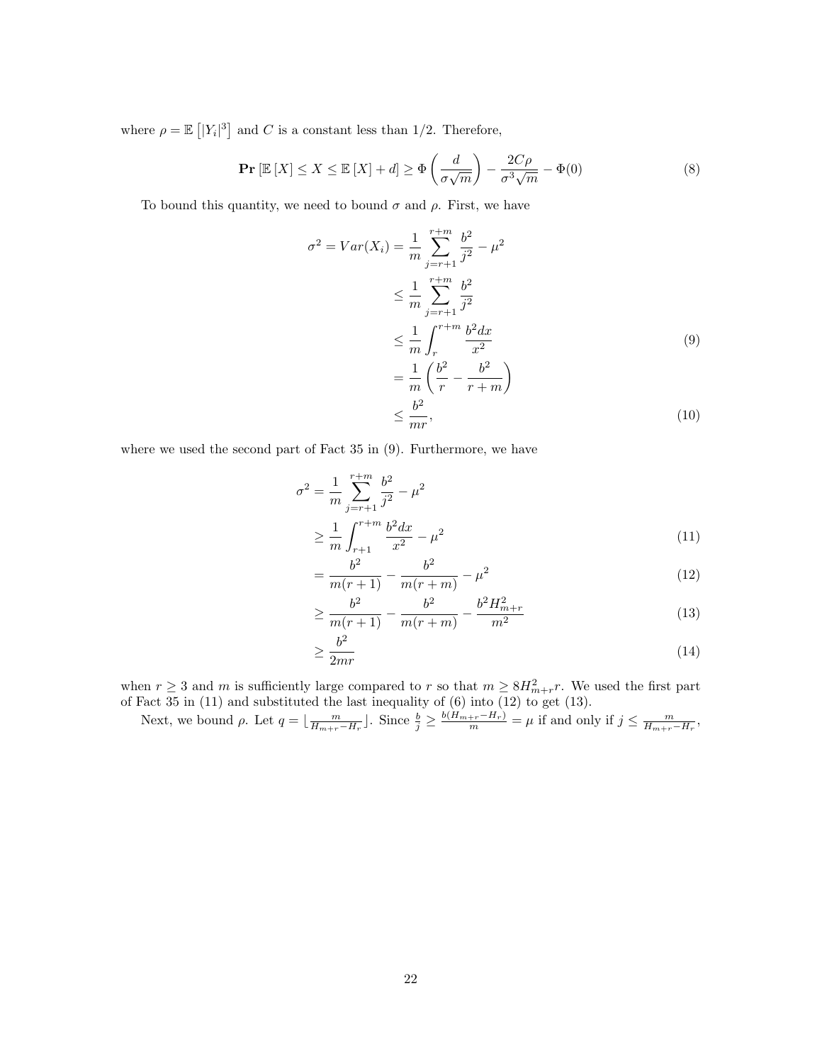where $\rho = \mathbb{E}\left[|Y_i|^3\right]$ and $C$ is a constant less than 1/2. Therefore,

$$\mathbf{Pr}\left[\mathbb{E}\left[X\right] \leq X \leq \mathbb{E}\left[X\right] + d\right] \geq \Phi\left(\frac{d}{\sigma\sqrt{m}}\right) - \frac{2C\rho}{\sigma^3\sqrt{m}} - \Phi(0) \tag{8}$$

To bound this quantity, we need to bound $\sigma$ and $\rho$. First, we have

$$\begin{aligned}
\sigma^2 = Var(X_i) &= \frac{1}{m}\sum_{j=r+1}^{r+m}\frac{b^2}{j^2} - \mu^2 \\
&\leq \frac{1}{m}\sum_{j=r+1}^{r+m}\frac{b^2}{j^2} \\
&\leq \frac{1}{m}\int_{r}^{r+m}\frac{b^2dx}{x^2} \qquad (9)\\
&= \frac{1}{m}\left(\frac{b^2}{r} - \frac{b^2}{r+m}\right) \\
&\leq \frac{b^2}{mr}, \qquad (10)
\end{aligned}$$

where we used the second part of Fact 35 in (9). Furthermore, we have

$$\begin{aligned}
\sigma^2 &= \frac{1}{m}\sum_{j=r+1}^{r+m}\frac{b^2}{j^2} - \mu^2 \\
&\geq \frac{1}{m}\int_{r+1}^{r+m}\frac{b^2dx}{x^2} - \mu^2 \qquad (11)\\
&= \frac{b^2}{m(r+1)} - \frac{b^2}{m(r+m)} - \mu^2 \qquad (12)\\
&\geq \frac{b^2}{m(r+1)} - \frac{b^2}{m(r+m)} - \frac{b^2H_{m+r}^2}{m^2} \qquad (13)\\
&\geq \frac{b^2}{2mr} \qquad (14)
\end{aligned}$$

when $r \geq 3$ and $m$ is sufficiently large compared to $r$ so that $m \geq 8H_{m+r}^2 r$. We used the first part of Fact 35 in (11) and substituted the last inequality of (6) into (12) to get (13).

Next, we bound $\rho$. Let $q = \lfloor \frac{m}{H_{m+r}-H_r} \rfloor$. Since $\frac{b}{j} \geq \frac{b(H_{m+r}-H_r)}{m} = \mu$ if and only if $j \leq \frac{m}{H_{m+r}-H_r}$,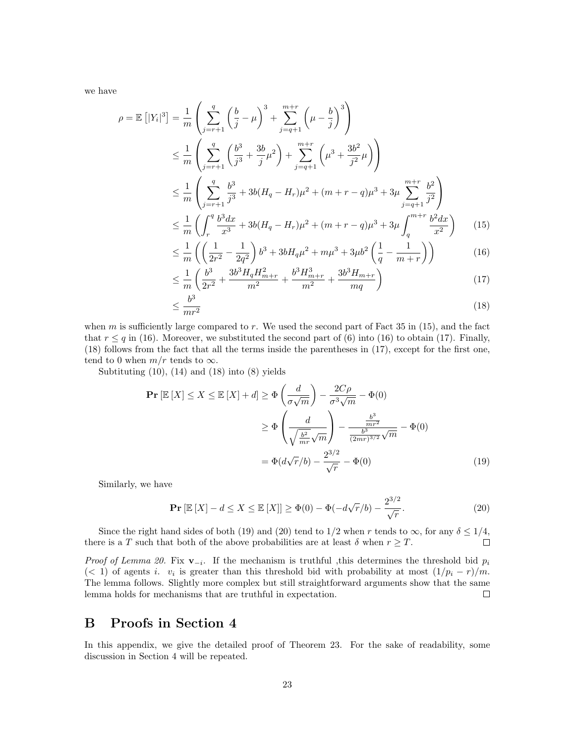we have

$$
\begin{aligned}
\rho = \mathbb{E}\left[|Y_i|^3\right] &= \frac{1}{m}\left(\sum_{j=r+1}^{q}\left(\frac{b}{j}-\mu\right)^3 + \sum_{j=q+1}^{m+r}\left(\mu - \frac{b}{j}\right)^3\right) \\
&\le \frac{1}{m}\left(\sum_{j=r+1}^{q}\left(\frac{b^3}{j^3}+\frac{3b}{j}\mu^2\right) + \sum_{j=q+1}^{m+r}\left(\mu^3 + \frac{3b^2}{j^2}\mu\right)\right) \\
&\le \frac{1}{m}\left(\sum_{j=r+1}^{q}\frac{b^3}{j^3} + 3b(H_q - H_r)\mu^2 + (m+r-q)\mu^3 + 3\mu\sum_{j=q+1}^{m+r}\frac{b^2}{j^2}\right) \\
&\le \frac{1}{m}\left(\int_r^q \frac{b^3 dx}{x^3} + 3b(H_q - H_r)\mu^2 + (m+r-q)\mu^3 + 3\mu\int_q^{m+r}\frac{b^2 dx}{x^2}\right) && (15) \\
&\le \frac{1}{m}\left(\left(\frac{1}{2r^2} - \frac{1}{2q^2}\right)b^3 + 3bH_q\mu^2 + m\mu^3 + 3\mu b^2\left(\frac{1}{q} - \frac{1}{m+r}\right)\right) && (16) \\
&\le \frac{1}{m}\left(\frac{b^3}{2r^2} + \frac{3b^3 H_q H_{m+r}^2}{m^2} + \frac{b^3 H_{m+r}^3}{m^2} + \frac{3b^3 H_{m+r}}{mq}\right) && (17) \\
&\le \frac{b^3}{mr^2} && (18)
\end{aligned}
$$

when $m$ is sufficiently large compared to $r$. We used the second part of Fact 35 in (15), and the fact that $r \le q$ in (16). Moreover, we substituted the second part of (6) into (16) to obtain (17). Finally, (18) follows from the fact that all the terms inside the parentheses in (17), except for the first one, tend to 0 when $m/r$ tends to $\infty$.

Subtituting (10), (14) and (18) into (8) yields

$$
\begin{aligned}
\mathbf{Pr}\left[\mathbb{E}[X] \le X \le \mathbb{E}[X] + d\right] &\ge \Phi\left(\frac{d}{\sigma\sqrt{m}}\right) - \frac{2C\rho}{\sigma^3\sqrt{m}} - \Phi(0) \\
&\ge \Phi\left(\frac{d}{\sqrt{\frac{b^2}{mr}}\sqrt{m}}\right) - \frac{\frac{b^3}{mr^2}}{\frac{b^3}{(2mr)^{3/2}}\sqrt{m}} - \Phi(0) \\
&= \Phi(d\sqrt{r}/b) - \frac{2^{3/2}}{\sqrt{r}} - \Phi(0) && (19)
\end{aligned}
$$

Similarly, we have

$$
\mathbf{Pr}\left[\mathbb{E}[X] - d \le X \le \mathbb{E}[X]\right] \ge \Phi(0) - \Phi(-d\sqrt{r}/b) - \frac{2^{3/2}}{\sqrt{r}}. \tag{20}
$$

Since the right hand sides of both (19) and (20) tend to 1/2 when $r$ tends to $\infty$, for any $\delta \le 1/4$, there is a $T$ such that both of the above probabilities are at least $\delta$ when $r \ge T$. □

*Proof of Lemma 20.* Fix $\mathbf{v}_{-i}$. If the mechanism is truthful ,this determines the threshold bid $p_i$ ($< 1$) of agents $i$. $v_i$ is greater than this threshold bid with probability at most $(1/p_i - r)/m$. The lemma follows. Slightly more complex but still straightforward arguments show that the same lemma holds for mechanisms that are truthful in expectation. □

# B Proofs in Section 4

In this appendix, we give the detailed proof of Theorem 23. For the sake of readability, some discussion in Section 4 will be repeated.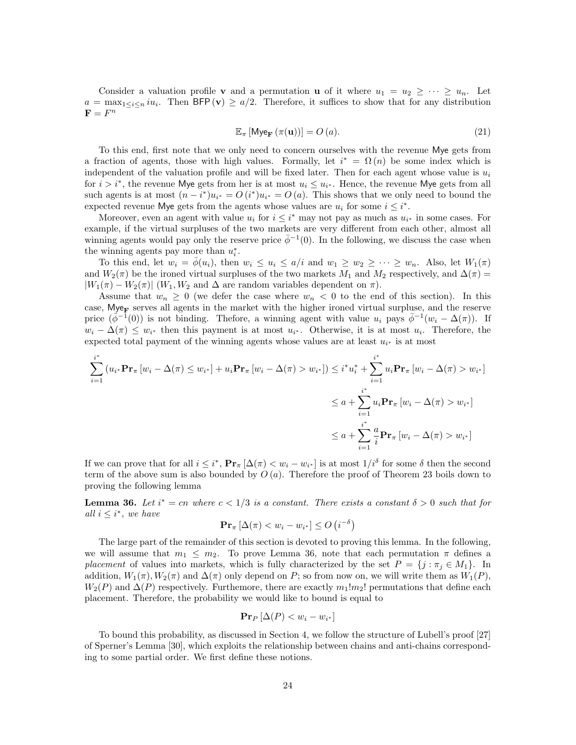Consider a valuation profile $\mathbf{v}$ and a permutation $\mathbf{u}$ of it where $u_1 = u_2 \geq \cdots \geq u_n$. Let $a = \max_{1 \leq i \leq n} iu_i$. Then $\mathsf{BFP}(\mathbf{v}) \geq a/2$. Therefore, it suffices to show that for any distribution $\mathbf{F} = F^n$

$$\mathbb{E}_\pi [\mathsf{Mye}_{\mathbf{F}} (\pi(\mathbf{u}))] = O(a). \tag{21}$$

To this end, first note that we only need to concern ourselves with the revenue Mye gets from a fraction of agents, those with high values. Formally, let $i^* = \Omega(n)$ be some index which is independent of the valuation profile and will be fixed later. Then for each agent whose value is $u_i$ for $i > i^*$, the revenue Mye gets from her is at most $u_i \leq u_{i^*}$. Hence, the revenue Mye gets from all such agents is at most $(n - i^*)u_{i^*} = O(i^*)u_{i^*} = O(a)$. This shows that we only need to bound the expected revenue Mye gets from the agents whose values are $u_i$ for some $i \leq i^*$.

Moreover, even an agent with value $u_i$ for $i \leq i^*$ may not pay as much as $u_{i^*}$ in some cases. For example, if the virtual surpluses of the two markets are very different from each other, almost all winning agents would pay only the reserve price $\bar{\phi}^{-1}(0)$. In the following, we discuss the case when the winning agents pay more than $u_i^*$.

To this end, let $w_i = \bar{\phi}(u_i)$, then $w_i \leq u_i \leq a/i$ and $w_1 \geq w_2 \geq \cdots \geq w_n$. Also, let $W_1(\pi)$ and $W_2(\pi)$ be the ironed virtual surpluses of the two markets $M_1$ and $M_2$ respectively, and $\Delta(\pi) = |W_1(\pi) - W_2(\pi)|$ ($W_1, W_2$ and $\Delta$ are random variables dependent on $\pi$).

Assume that $w_n \geq 0$ (we defer the case where $w_n < 0$ to the end of this section). In this case, $\mathsf{Mye}_{\mathbf{F}}$ serves all agents in the market with the higher ironed virtual surpluse, and the reserve price ($\bar{\phi}^{-1}(0)$) is not binding. Thefore, a winning agent with value $u_i$ pays $\bar{\phi}^{-1}(w_i - \Delta(\pi))$. If $w_i - \Delta(\pi) \leq w_{i^*}$ then this payment is at most $u_{i^*}$. Otherwise, it is at most $u_i$. Therefore, the expected total payment of the winning agents whose values are at least $u_{i^*}$ is at most

$$\begin{aligned}
\sum_{i=1}^{i^*} \left( u_{i^*} \mathbf{Pr}_\pi [w_i - \Delta(\pi) \leq w_{i^*}] + u_i \mathbf{Pr}_\pi [w_i - \Delta(\pi) > w_{i^*}] \right) &\leq i^* u_i^* + \sum_{i=1}^{i^*} u_i \mathbf{Pr}_\pi [w_i - \Delta(\pi) > w_{i^*}] \\
&\leq a + \sum_{i=1}^{i^*} u_i \mathbf{Pr}_\pi [w_i - \Delta(\pi) > w_{i^*}] \\
&\leq a + \sum_{i=1}^{i^*} \frac{a}{i} \mathbf{Pr}_\pi [w_i - \Delta(\pi) > w_{i^*}]
\end{aligned}$$

If we can prove that for all $i \leq i^*$, $\mathbf{Pr}_\pi [\Delta(\pi) < w_i - w_{i^*}]$ is at most $1/i^\delta$ for some $\delta$ then the second term of the above sum is also bounded by $O(a)$. Therefore the proof of Theorem 23 boils down to proving the following lemma

**Lemma 36.** *Let $i^* = cn$ where $c < 1/3$ is a constant. There exists a constant $\delta > 0$ such that for all $i \leq i^*$, we have*

$$\mathbf{Pr}_\pi [\Delta(\pi) < w_i - w_{i^*}] \leq O\left(i^{-\delta}\right)$$

The large part of the remainder of this section is devoted to proving this lemma. In the following, we will assume that $m_1 \leq m_2$. To prove Lemma 36, note that each permutation $\pi$ defines a *placement* of values into markets, which is fully characterized by the set $P = \{j : \pi_j \in M_1\}$. In addition, $W_1(\pi), W_2(\pi)$ and $\Delta(\pi)$ only depend on $P$; so from now on, we will write them as $W_1(P)$, $W_2(P)$ and $\Delta(P)$ respectively. Furthermore, there are exactly $m_1!m_2!$ permutations that define each placement. Therefore, the probability we would like to bound is equal to

$$\mathbf{Pr}_P [\Delta(P) < w_i - w_{i^*}]$$

To bound this probability, as discussed in Section 4, we follow the structure of Lubell's proof [27] of Sperner's Lemma [30], which exploits the relationship between chains and anti-chains corresponding to some partial order. We first define these notions.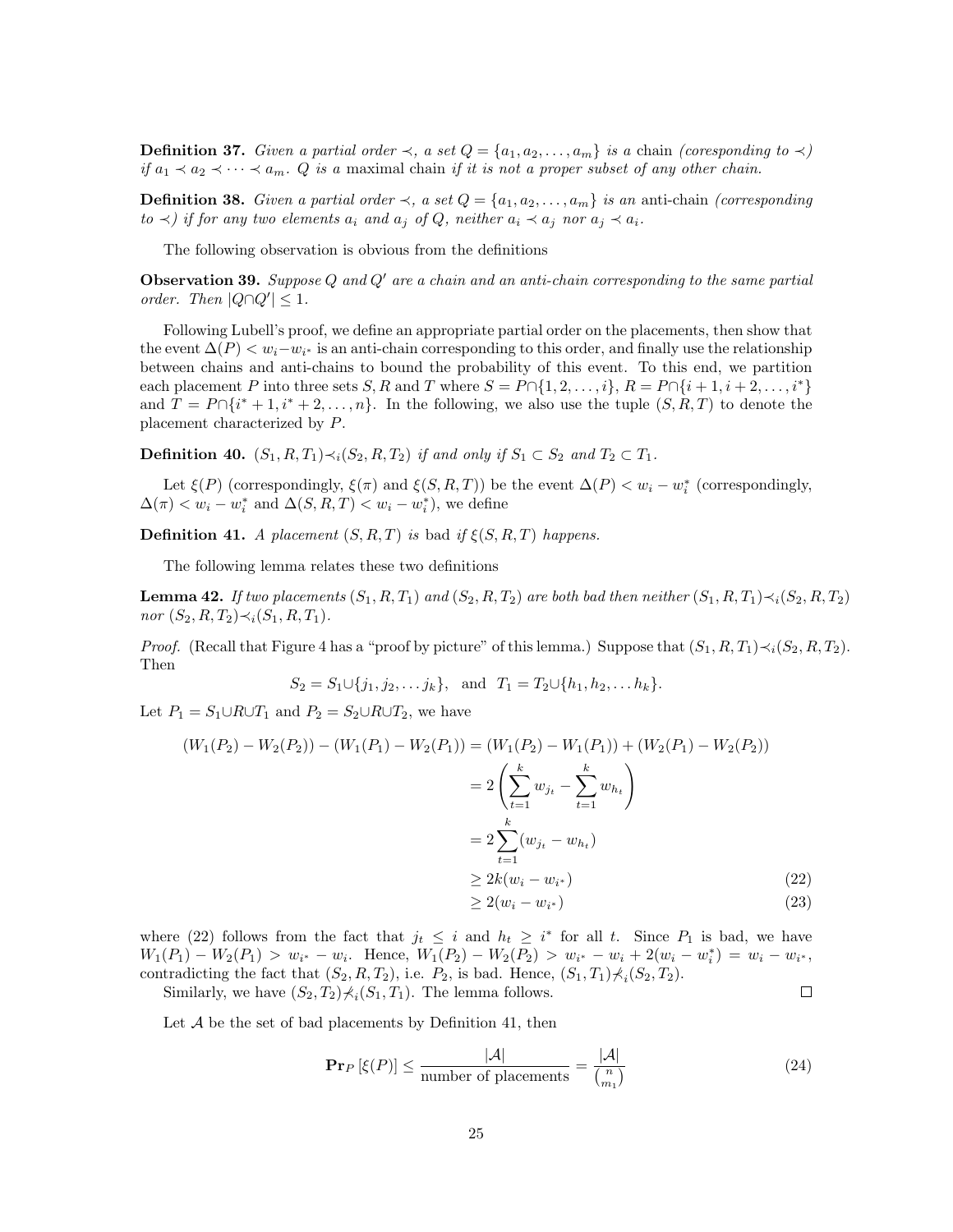**Definition 37.** *Given a partial order $\prec$, a set $Q = \{a_1, a_2, \ldots, a_m\}$ is a* chain *(coresponding to $\prec$) if $a_1 \prec a_2 \prec \cdots \prec a_m$. $Q$ is a* maximal chain *if it is not a proper subset of any other chain.*

**Definition 38.** *Given a partial order $\prec$, a set $Q = \{a_1, a_2, \ldots, a_m\}$ is an* anti-chain *(corresponding to $\prec$) if for any two elements $a_i$ and $a_j$ of $Q$, neither $a_i \prec a_j$ nor $a_j \prec a_i$.*

The following observation is obvious from the definitions

**Observation 39.** *Suppose $Q$ and $Q'$ are a chain and an anti-chain corresponding to the same partial order. Then $|Q \cap Q'| \leq 1$.*

Following Lubell's proof, we define an appropriate partial order on the placements, then show that the event $\Delta(P) < w_i - w_{i^*}$ is an anti-chain corresponding to this order, and finally use the relationship between chains and anti-chains to bound the probability of this event. To this end, we partition each placement $P$ into three sets $S, R$ and $T$ where $S = P \cap \{1, 2, \ldots, i\}$, $R = P \cap \{i+1, i+2, \ldots, i^*\}$ and $T = P \cap \{i^*+1, i^*+2, \ldots, n\}$. In the following, we also use the tuple $(S, R, T)$ to denote the placement characterized by $P$.

**Definition 40.** $(S_1, R, T_1) \prec_i (S_2, R, T_2)$ *if and only if $S_1 \subset S_2$ and $T_2 \subset T_1$.*

Let $\xi(P)$ (correspondingly, $\xi(\pi)$ and $\xi(S, R, T)$) be the event $\Delta(P) < w_i - w_i^*$ (correspondingly, $\Delta(\pi) < w_i - w_i^*$ and $\Delta(S, R, T) < w_i - w_i^*$), we define

**Definition 41.** *A placement $(S, R, T)$ is* bad *if $\xi(S, R, T)$ happens.*

The following lemma relates these two definitions

**Lemma 42.** *If two placements $(S_1, R, T_1)$ and $(S_2, R, T_2)$ are both bad then neither $(S_1, R, T_1) \prec_i (S_2, R, T_2)$ nor $(S_2, R, T_2) \prec_i (S_1, R, T_1)$.*

*Proof.* (Recall that Figure 4 has a "proof by picture" of this lemma.) Suppose that $(S_1, R, T_1) \prec_i (S_2, R, T_2)$. Then

$$S_2 = S_1 \cup \{j_1, j_2, \ldots j_k\}, \quad \text{and} \quad T_1 = T_2 \cup \{h_1, h_2, \ldots h_k\}.$$

Let $P_1 = S_1 \cup R \cup T_1$ and $P_2 = S_2 \cup R \cup T_2$, we have

$$\begin{aligned}
(W_1(P_2) - W_2(P_2)) - (W_1(P_1) - W_2(P_1)) &= (W_1(P_2) - W_1(P_1)) + (W_2(P_1) - W_2(P_2)) \\
&= 2\left(\sum_{t=1}^{k} w_{j_t} - \sum_{t=1}^{k} w_{h_t}\right) \\
&= 2\sum_{t=1}^{k}(w_{j_t} - w_{h_t}) \\
&\geq 2k(w_i - w_{i^*}) \qquad (22) \\
&\geq 2(w_i - w_{i^*}) \qquad (23)
\end{aligned}$$

where (22) follows from the fact that $j_t \leq i$ and $h_t \geq i^*$ for all $t$. Since $P_1$ is bad, we have $W_1(P_1) - W_2(P_1) > w_{i^*} - w_i$. Hence, $W_1(P_2) - W_2(P_2) > w_{i^*} - w_i + 2(w_i - w_i^*) = w_i - w_{i^*}$, contradicting the fact that $(S_2, R, T_2)$, i.e. $P_2$, is bad. Hence, $(S_1, T_1) \not\prec_i (S_2, T_2)$.

Similarly, we have $(S_2, T_2) \not\prec_i (S_1, T_1)$. The lemma follows. $\square$

Let $\mathcal{A}$ be the set of bad placements by Definition 41, then

$$\mathbf{Pr}_P\left[\xi(P)\right] \leq \frac{|\mathcal{A}|}{\text{number of placements}} = \frac{|\mathcal{A}|}{\binom{n}{m_1}} \qquad (24)$$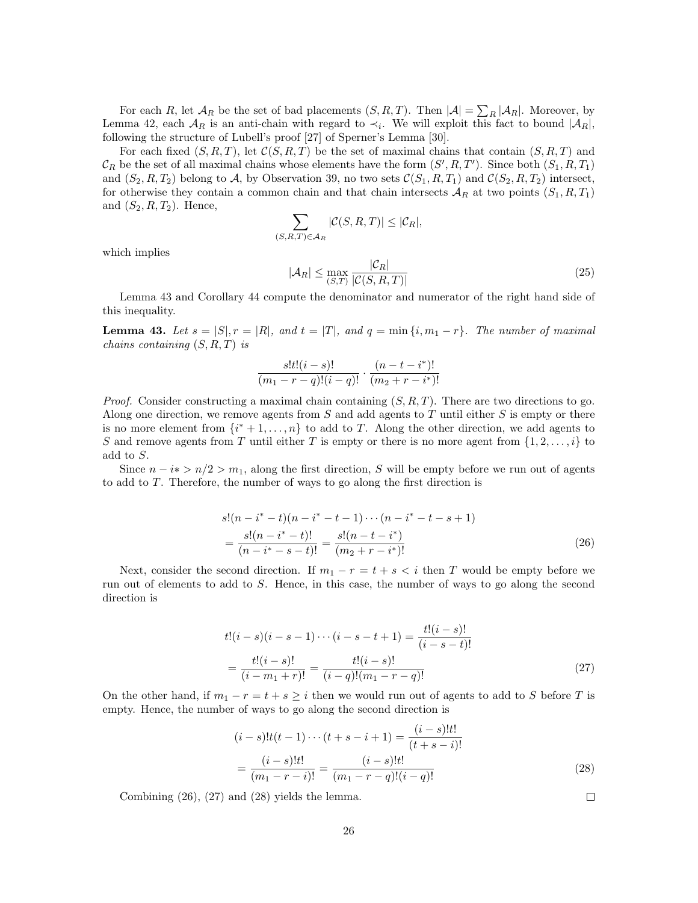For each $R$, let $\mathcal{A}_R$ be the set of bad placements $(S, R, T)$. Then $|\mathcal{A}| = \sum_R |\mathcal{A}_R|$. Moreover, by Lemma 42, each $\mathcal{A}_R$ is an anti-chain with regard to $\prec_i$. We will exploit this fact to bound $|\mathcal{A}_R|$, following the structure of Lubell's proof [27] of Sperner's Lemma [30].

For each fixed $(S, R, T)$, let $\mathcal{C}(S, R, T)$ be the set of maximal chains that contain $(S, R, T)$ and $\mathcal{C}_R$ be the set of all maximal chains whose elements have the form $(S', R, T')$. Since both $(S_1, R, T_1)$ and $(S_2, R, T_2)$ belong to $\mathcal{A}$, by Observation 39, no two sets $\mathcal{C}(S_1, R, T_1)$ and $\mathcal{C}(S_2, R, T_2)$ intersect, for otherwise they contain a common chain and that chain intersects $\mathcal{A}_R$ at two points $(S_1, R, T_1)$ and $(S_2, R, T_2)$. Hence,

$$\sum_{(S,R,T)\in\mathcal{A}_R} |\mathcal{C}(S, R, T)| \le |\mathcal{C}_R|,$$

which implies

$$|\mathcal{A}_R| \le \max_{(S,T)} \frac{|\mathcal{C}_R|}{|\mathcal{C}(S, R, T)|} \tag{25}$$

Lemma 43 and Corollary 44 compute the denominator and numerator of the right hand side of this inequality.

**Lemma 43.** *Let $s = |S|, r = |R|$, and $t = |T|$, and $q = \min\{i, m_1 - r\}$. The number of maximal chains containing $(S, R, T)$ is*

$$\frac{s!t!(i-s)!}{(m_1 - r - q)!(i-q)!} \cdot \frac{(n - t - i^*)!}{(m_2 + r - i^*)!}$$

*Proof.* Consider constructing a maximal chain containing $(S, R, T)$. There are two directions to go. Along one direction, we remove agents from $S$ and add agents to $T$ until either $S$ is empty or there is no more element from $\{i^* + 1, \dots, n\}$ to add to $T$. Along the other direction, we add agents to $S$ and remove agents from $T$ until either $T$ is empty or there is no more agent from $\{1, 2, \dots, i\}$ to add to $S$.

Since $n - i* > n/2 > m_1$, along the first direction, $S$ will be empty before we run out of agents to add to $T$. Therefore, the number of ways to go along the first direction is

$$\begin{aligned} &s!(n - i^* - t)(n - i^* - t - 1) \cdots (n - i^* - t - s + 1) \\ &= \frac{s!(n - i^* - t)!}{(n - i^* - s - t)!} = \frac{s!(n - t - i^*)}{(m_2 + r - i^*)!} \end{aligned} \tag{26}$$

Next, consider the second direction. If $m_1 - r = t + s < i$ then $T$ would be empty before we run out of elements to add to $S$. Hence, in this case, the number of ways to go along the second direction is

$$\begin{aligned} &t!(i - s)(i - s - 1) \cdots (i - s - t + 1) = \frac{t!(i - s)!}{(i - s - t)!} \\ &= \frac{t!(i - s)!}{(i - m_1 + r)!} = \frac{t!(i - s)!}{(i - q)!(m_1 - r - q)!} \end{aligned} \tag{27}$$

On the other hand, if $m_1 - r = t + s \ge i$ then we would run out of agents to add to $S$ before $T$ is empty. Hence, the number of ways to go along the second direction is

$$\begin{aligned} &(i - s)!t(t - 1) \cdots (t + s - i + 1) = \frac{(i - s)!t!}{(t + s - i)!} \\ &= \frac{(i - s)!t!}{(m_1 - r - i)!} = \frac{(i - s)!t!}{(m_1 - r - q)!(i - q)!} \end{aligned} \tag{28}$$

Combining (26), (27) and (28) yields the lemma. $\square$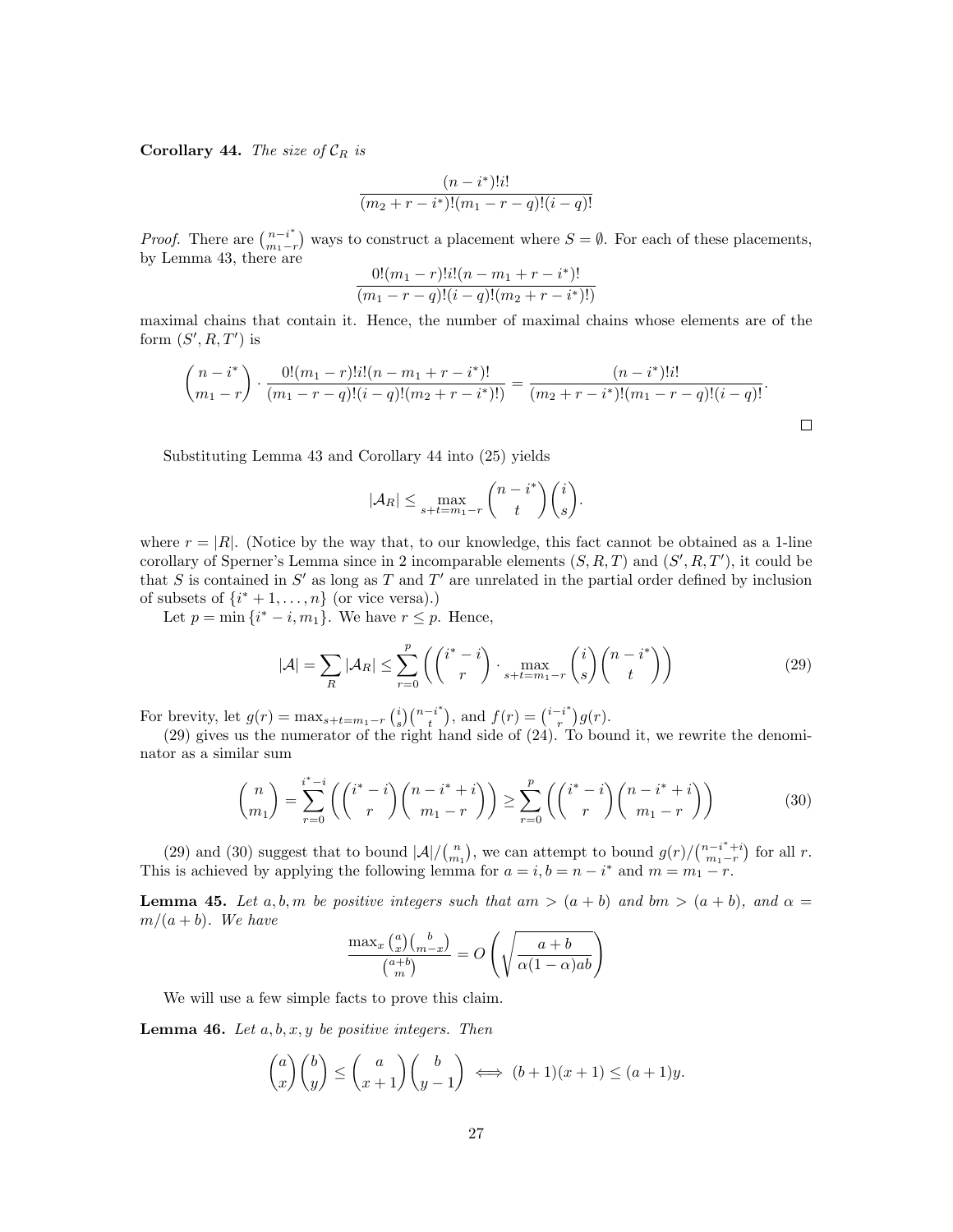**Corollary 44.** *The size of $\mathcal{C}_R$ is*

$$\frac{(n-i^*)!i!}{(m_2+r-i^*)!(m_1-r-q)!(i-q)!}$$

*Proof.* There are $\binom{n-i^*}{m_1-r}$ ways to construct a placement where $S=\emptyset$. For each of these placements, by Lemma 43, there are

$$\frac{0!(m_1-r)!i!(n-m_1+r-i^*)!}{(m_1-r-q)!(i-q)!(m_2+r-i^*)!)}$$

maximal chains that contain it. Hence, the number of maximal chains whose elements are of the form $(S',R,T')$ is

$$\binom{n-i^*}{m_1-r}\cdot\frac{0!(m_1-r)!i!(n-m_1+r-i^*)!}{(m_1-r-q)!(i-q)!(m_2+r-i^*)!)}=\frac{(n-i^*)!i!}{(m_2+r-i^*)!(m_1-r-q)!(i-q)!}.$$

□

Substituting Lemma 43 and Corollary 44 into (25) yields

$$|\mathcal{A}_R|\le\max_{s+t=m_1-r}\binom{n-i^*}{t}\binom{i}{s}.$$

where $r=|R|$. (Notice by the way that, to our knowledge, this fact cannot be obtained as a 1-line corollary of Sperner's Lemma since in 2 incomparable elements $(S,R,T)$ and $(S',R,T')$, it could be that $S$ is contained in $S'$ as long as $T$ and $T'$ are unrelated in the partial order defined by inclusion of subsets of $\{i^*+1,\ldots,n\}$ (or vice versa).)

Let $p=\min\{i^*-i,m_1\}$. We have $r\le p$. Hence,

$$|\mathcal{A}|=\sum_R|\mathcal{A}_R|\le\sum_{r=0}^{p}\left(\binom{i^*-i}{r}\cdot\max_{s+t=m_1-r}\binom{i}{s}\binom{n-i^*}{t}\right)\tag{29}$$

For brevity, let $g(r)=\max_{s+t=m_1-r}\binom{i}{s}\binom{n-i^*}{t}$, and $f(r)=\binom{i-i^*}{r}g(r)$.

(29) gives us the numerator of the right hand side of (24). To bound it, we rewrite the denominator as a similar sum

$$\binom{n}{m_1}=\sum_{r=0}^{i^*-i}\left(\binom{i^*-i}{r}\binom{n-i^*+i}{m_1-r}\right)\ge\sum_{r=0}^{p}\left(\binom{i^*-i}{r}\binom{n-i^*+i}{m_1-r}\right)\tag{30}$$

(29) and (30) suggest that to bound $|\mathcal{A}|/\binom{n}{m_1}$, we can attempt to bound $g(r)/\binom{n-i^*+i}{m_1-r}$ for all $r$. This is achieved by applying the following lemma for $a=i, b=n-i^*$ and $m=m_1-r$.

**Lemma 45.** *Let $a,b,m$ be positive integers such that $am>(a+b)$ and $bm>(a+b)$, and $\alpha=m/(a+b)$. We have*

$$\frac{\max_x\binom{a}{x}\binom{b}{m-x}}{\binom{a+b}{m}}=O\left(\sqrt{\frac{a+b}{\alpha(1-\alpha)ab}}\right)$$

We will use a few simple facts to prove this claim.

**Lemma 46.** *Let $a,b,x,y$ be positive integers. Then*

$$\binom{a}{x}\binom{b}{y}\le\binom{a}{x+1}\binom{b}{y-1}\iff(b+1)(x+1)\le(a+1)y.$$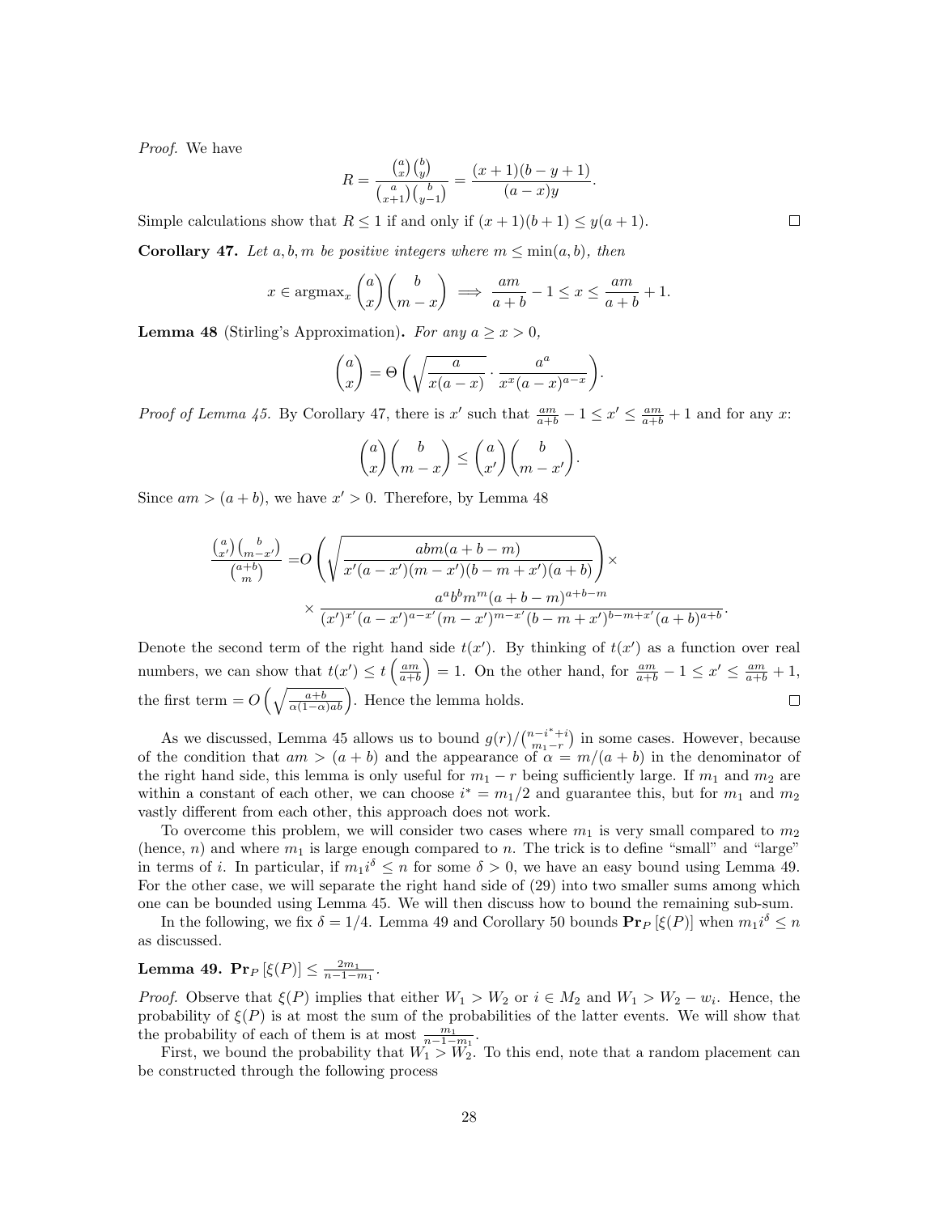*Proof.* We have

$$R = \frac{\binom{a}{x}\binom{b}{y}}{\binom{a}{x+1}\binom{b}{y-1}} = \frac{(x+1)(b-y+1)}{(a-x)y}.$$

Simple calculations show that $R \leq 1$ if and only if $(x+1)(b+1) \leq y(a+1)$. ∎

**Corollary 47.** *Let $a, b, m$ be positive integers where $m \leq \min(a, b)$, then*

$$x \in \operatorname{argmax}_x \binom{a}{x}\binom{b}{m-x} \implies \frac{am}{a+b} - 1 \leq x \leq \frac{am}{a+b} + 1.$$

**Lemma 48** (Stirling's Approximation)**.** *For any $a \geq x > 0$,*

$$\binom{a}{x} = \Theta\left(\sqrt{\frac{a}{x(a-x)}} \cdot \frac{a^a}{x^x(a-x)^{a-x}}\right).$$

*Proof of Lemma 45.* By Corollary 47, there is $x'$ such that $\frac{am}{a+b} - 1 \leq x' \leq \frac{am}{a+b} + 1$ and for any $x$:

$$\binom{a}{x}\binom{b}{m-x} \leq \binom{a}{x'}\binom{b}{m-x'}.$$

Since $am > (a+b)$, we have $x' > 0$. Therefore, by Lemma 48

$$\begin{aligned}\frac{\binom{a}{x'}\binom{b}{m-x'}}{\binom{a+b}{m}} =& O\left(\sqrt{\frac{abm(a+b-m)}{x'(a-x')(m-x')(b-m+x')(a+b)}}\right) \times \\ &\times \frac{a^a b^b m^m (a+b-m)^{a+b-m}}{(x')^{x'}(a-x')^{a-x'}(m-x')^{m-x'}(b-m+x')^{b-m+x'}(a+b)^{a+b}}.\end{aligned}$$

Denote the second term of the right hand side $t(x')$. By thinking of $t(x')$ as a function over real numbers, we can show that $t(x') \leq t\left(\frac{am}{a+b}\right) = 1$. On the other hand, for $\frac{am}{a+b} - 1 \leq x' \leq \frac{am}{a+b} + 1$, the first term $= O\left(\sqrt{\frac{a+b}{\alpha(1-\alpha)ab}}\right)$. Hence the lemma holds. ∎

As we discussed, Lemma 45 allows us to bound $g(r)/\binom{n-i^*+i}{m_1-r}$ in some cases. However, because of the condition that $am > (a+b)$ and the appearance of $\alpha = m/(a+b)$ in the denominator of the right hand side, this lemma is only useful for $m_1 - r$ being sufficiently large. If $m_1$ and $m_2$ are within a constant of each other, we can choose $i^* = m_1/2$ and guarantee this, but for $m_1$ and $m_2$ vastly different from each other, this approach does not work.

To overcome this problem, we will consider two cases where $m_1$ is very small compared to $m_2$ (hence, $n$) and where $m_1$ is large enough compared to $n$. The trick is to define "small" and "large" in terms of $i$. In particular, if $m_1 i^\delta \leq n$ for some $\delta > 0$, we have an easy bound using Lemma 49. For the other case, we will separate the right hand side of (29) into two smaller sums among which one can be bounded using Lemma 45. We will then discuss how to bound the remaining sub-sum.

In the following, we fix $\delta = 1/4$. Lemma 49 and Corollary 50 bounds $\mathbf{Pr}_P[\xi(P)]$ when $m_1 i^\delta \leq n$ as discussed.

**Lemma 49.** $\mathbf{Pr}_P[\xi(P)] \leq \frac{2m_1}{n-1-m_1}$.

*Proof.* Observe that $\xi(P)$ implies that either $W_1 > W_2$ or $i \in M_2$ and $W_1 > W_2 - w_i$. Hence, the probability of $\xi(P)$ is at most the sum of the probabilities of the latter events. We will show that the probability of each of them is at most $\frac{m_1}{n-1-m_1}$.

First, we bound the probability that $W_1 > W_2$. To this end, note that a random placement can be constructed through the following process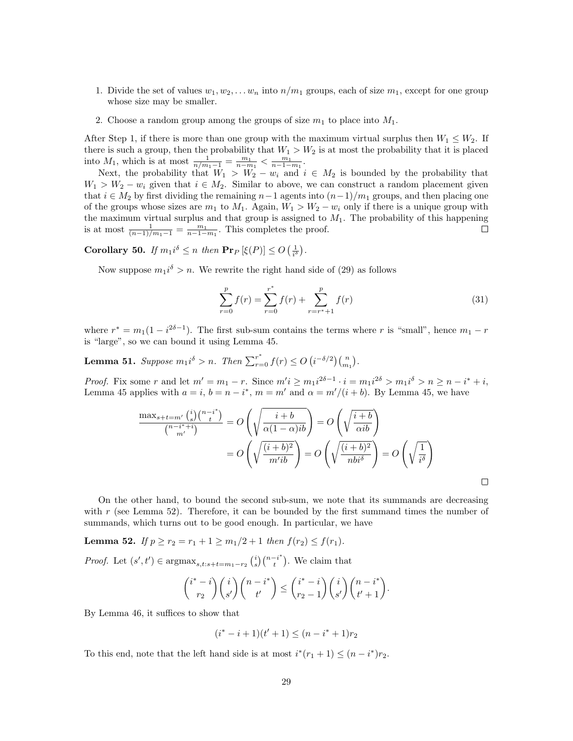1. Divide the set of values $w_1, w_2, \ldots w_n$ into $n/m_1$ groups, each of size $m_1$, except for one group whose size may be smaller.

2. Choose a random group among the groups of size $m_1$ to place into $M_1$.

After Step 1, if there is more than one group with the maximum virtual surplus then $W_1 \leq W_2$. If there is such a group, then the probability that $W_1 > W_2$ is at most the probability that it is placed into $M_1$, which is at most $\frac{1}{n/m_1 - 1} = \frac{m_1}{n - m_1} < \frac{m_1}{n-1-m_1}$.

Next, the probability that $W_1 > W_2 - w_i$ and $i \in M_2$ is bounded by the probability that $W_1 > W_2 - w_i$ given that $i \in M_2$. Similar to above, we can construct a random placement given that $i \in M_2$ by first dividing the remaining $n-1$ agents into $(n-1)/m_1$ groups, and then placing one of the groups whose sizes are $m_1$ to $M_1$. Again, $W_1 > W_2 - w_i$ only if there is a unique group with the maximum virtual surplus and that group is assigned to $M_1$. The probability of this happening is at most $\frac{1}{(n-1)/m_1 - 1} = \frac{m_1}{n-1-m_1}$. This completes the proof. □

**Corollary 50.** *If $m_1 i^\delta \leq n$ then $\mathbf{Pr}_P[\xi(P)] \leq O\left(\frac{1}{i^\delta}\right)$.*

Now suppose $m_1 i^\delta > n$. We rewrite the right hand side of (29) as follows

$$\sum_{r=0}^{p} f(r) = \sum_{r=0}^{r^*} f(r) + \sum_{r=r^*+1}^{p} f(r) \tag{31}$$

where $r^* = m_1(1 - i^{2\delta - 1})$. The first sub-sum contains the terms where $r$ is "small", hence $m_1 - r$ is "large", so we can bound it using Lemma 45.

**Lemma 51.** *Suppose $m_1 i^\delta > n$. Then $\sum_{r=0}^{r^*} f(r) \leq O\left(i^{-\delta/2}\right)\binom{n}{m_1}$.*

*Proof.* Fix some $r$ and let $m' = m_1 - r$. Since $m' i \geq m_1 i^{2\delta-1} \cdot i = m_1 i^{2\delta} > m_1 i^\delta > n \geq n - i^* + i$, Lemma 45 applies with $a = i$, $b = n - i^*$, $m = m'$ and $\alpha = m'/(i+b)$. By Lemma 45, we have

$$\begin{aligned}
\frac{\max_{s+t=m'} \binom{i}{s}\binom{n-i^*}{t}}{\binom{n-i^*+i}{m'}} &= O\left(\sqrt{\frac{i+b}{\alpha(1-\alpha)ib}}\right) = O\left(\sqrt{\frac{i+b}{\alpha ib}}\right) \\
&= O\left(\sqrt{\frac{(i+b)^2}{m' ib}}\right) = O\left(\sqrt{\frac{(i+b)^2}{nbi^\delta}}\right) = O\left(\sqrt{\frac{1}{i^\delta}}\right)
\end{aligned}$$

□

On the other hand, to bound the second sub-sum, we note that its summands are decreasing with $r$ (see Lemma 52). Therefore, it can be bounded by the first summand times the number of summands, which turns out to be good enough. In particular, we have

**Lemma 52.** *If $p \geq r_2 = r_1 + 1 \geq m_1/2 + 1$ then $f(r_2) \leq f(r_1)$.*

*Proof.* Let $(s', t') \in \operatorname{argmax}_{s,t:s+t=m_1-r_2} \binom{i}{s}\binom{n-i^*}{t}$. We claim that

$$\binom{i^*-i}{r_2}\binom{i}{s'}\binom{n-i^*}{t'} \leq \binom{i^*-i}{r_2-1}\binom{i}{s'}\binom{n-i^*}{t'+1}.$$

By Lemma 46, it suffices to show that

$$(i^* - i + 1)(t' + 1) \leq (n - i^* + 1)r_2$$

To this end, note that the left hand side is at most $i^*(r_1 + 1) \leq (n - i^*)r_2$.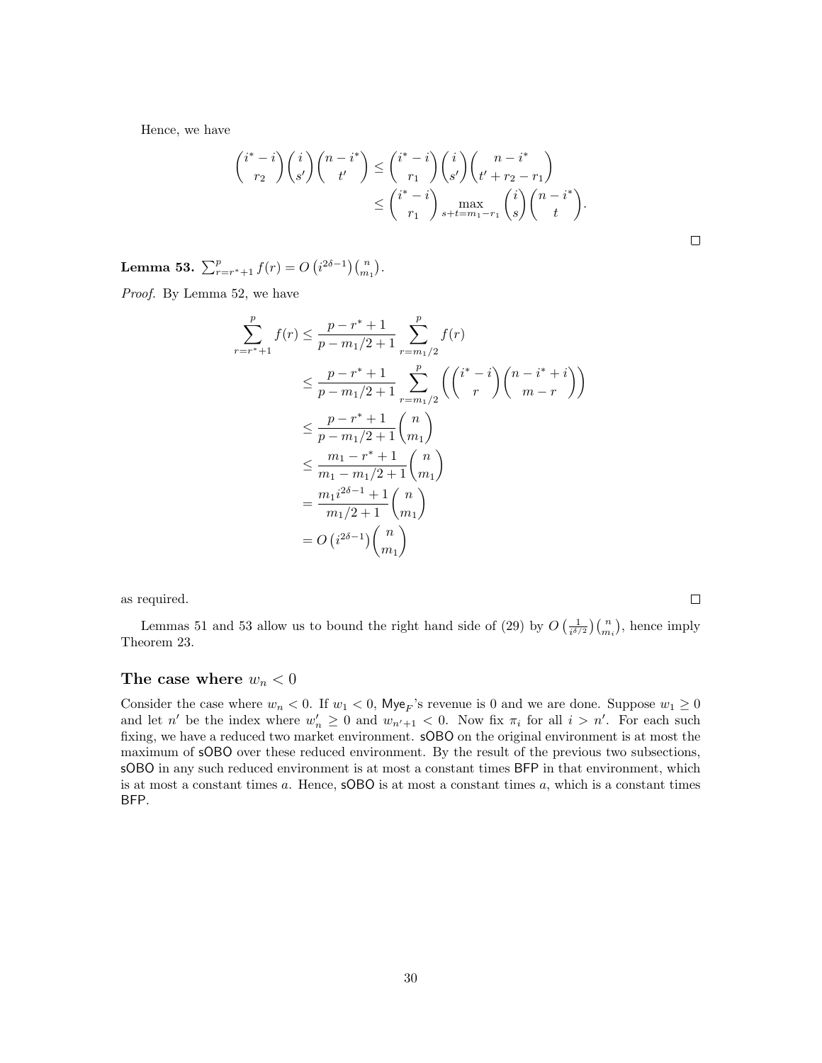Hence, we have

$$\binom{i^*-i}{r_2}\binom{i}{s'}\binom{n-i^*}{t'} \leq \binom{i^*-i}{r_1}\binom{i}{s'}\binom{n-i^*}{t'+r_2-r_1} \leq \binom{i^*-i}{r_1}\max_{s+t=m_1-r_1}\binom{i}{s}\binom{n-i^*}{t}.$$

□

**Lemma 53.** $\sum_{r=r^*+1}^{p} f(r) = O\left(i^{2\delta-1}\right)\binom{n}{m_1}$.

*Proof.* By Lemma 52, we have

$$\begin{aligned}
\sum_{r=r^*+1}^{p} f(r) &\leq \frac{p-r^*+1}{p-m_1/2+1}\sum_{r=m_1/2}^{p} f(r) \\
&\leq \frac{p-r^*+1}{p-m_1/2+1}\sum_{r=m_1/2}^{p}\left(\binom{i^*-i}{r}\binom{n-i^*+i}{m-r}\right) \\
&\leq \frac{p-r^*+1}{p-m_1/2+1}\binom{n}{m_1} \\
&\leq \frac{m_1-r^*+1}{m_1-m_1/2+1}\binom{n}{m_1} \\
&= \frac{m_1 i^{2\delta-1}+1}{m_1/2+1}\binom{n}{m_1} \\
&= O\left(i^{2\delta-1}\right)\binom{n}{m_1}
\end{aligned}$$

as required. □

Lemmas 51 and 53 allow us to bound the right hand side of (29) by $O\left(\frac{1}{i^{\delta/2}}\right)\binom{n}{m_i}$, hence imply Theorem 23.

## The case where $w_n < 0$

Consider the case where $w_n < 0$. If $w_1 < 0$, $\mathsf{Mye}_F$'s revenue is 0 and we are done. Suppose $w_1 \geq 0$ and let $n'$ be the index where $w'_n \geq 0$ and $w_{n'+1} < 0$. Now fix $\pi_i$ for all $i > n'$. For each such fixing, we have a reduced two market environment. sOBO on the original environment is at most the maximum of sOBO over these reduced environment. By the result of the previous two subsections, sOBO in any such reduced environment is at most a constant times BFP in that environment, which is at most a constant times $a$. Hence, sOBO is at most a constant times $a$, which is a constant times BFP.